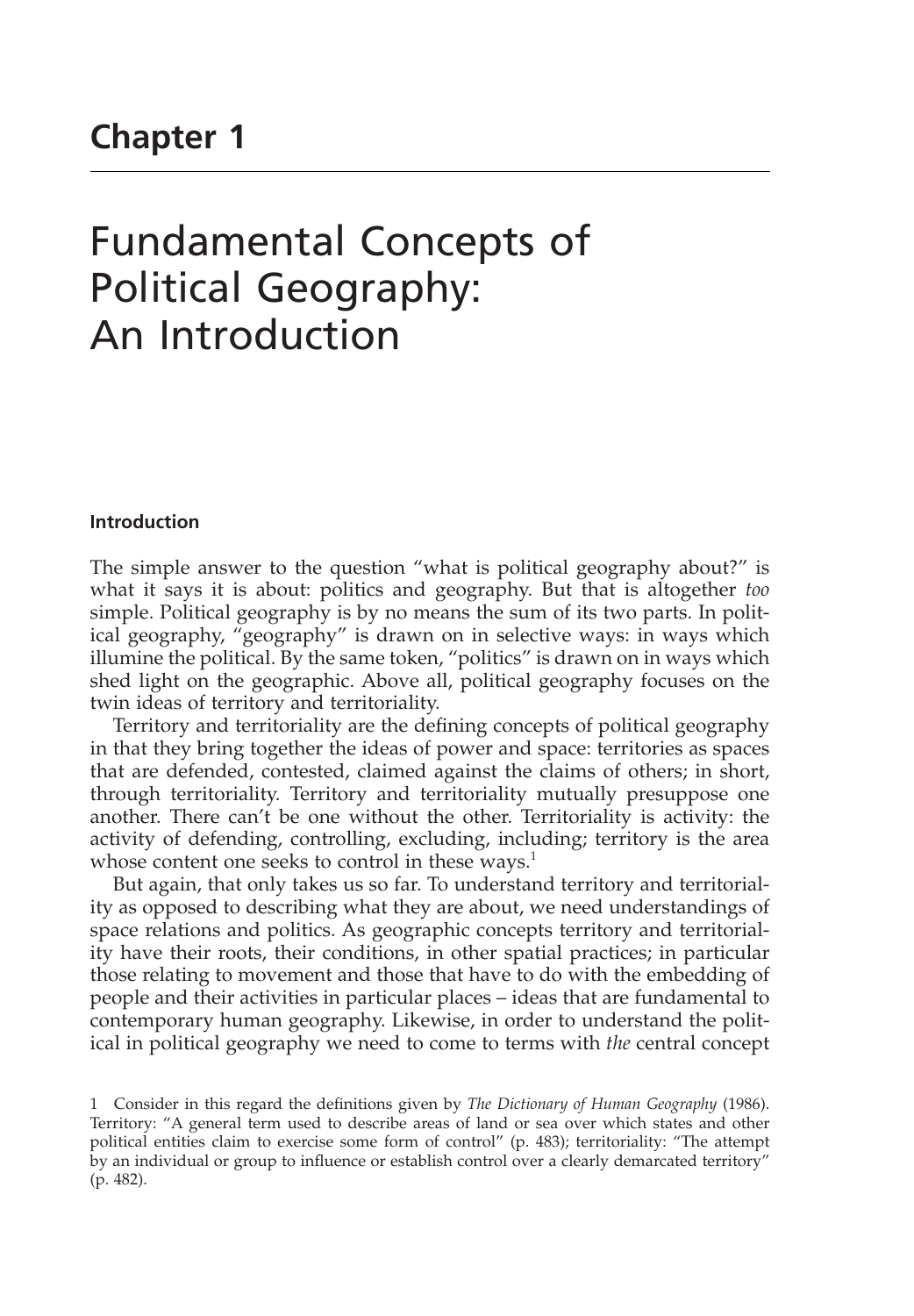# Chapter 1

# Fundamental Concepts of Political Geography: An Introduction

## Introduction

The simple answer to the question "what is political geography about?" is what it says it is about: politics and geography. But that is altogether *too* simple. Political geography is by no means the sum of its two parts. In political geography, "geography" is drawn on in selective ways: in ways which illumine the political. By the same token, "politics" is drawn on in ways which shed light on the geographic. Above all, political geography focuses on the twin ideas of territory and territoriality.

Territory and territoriality are the defining concepts of political geography in that they bring together the ideas of power and space: territories as spaces that are defended, contested, claimed against the claims of others; in short, through territoriality. Territory and territoriality mutually presuppose one another. There can't be one without the other. Territoriality is activity: the activity of defending, controlling, excluding, including; territory is the area whose content one seeks to control in these ways.[1]

But again, that only takes us so far. To understand territory and territoriality as opposed to describing what they are about, we need understandings of space relations and politics. As geographic concepts territory and territoriality have their roots, their conditions, in other spatial practices; in particular those relating to movement and those that have to do with the embedding of people and their activities in particular places – ideas that are fundamental to contemporary human geography. Likewise, in order to understand the political in political geography we need to come to terms with *the* central concept

1 Consider in this regard the definitions given by *The Dictionary of Human Geography* (1986). Territory: "A general term used to describe areas of land or sea over which states and other political entities claim to exercise some form of control" (p. 483); territoriality: "The attempt by an individual or group to influence or establish control over a clearly demarcated territory" (p. 482).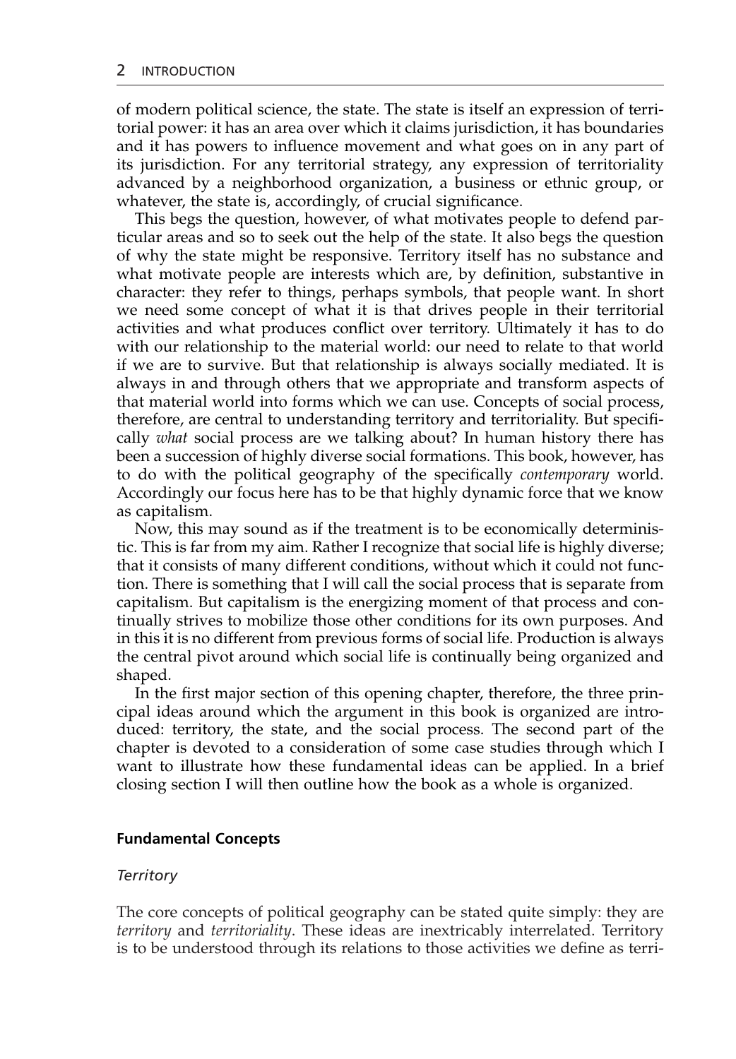of modern political science, the state. The state is itself an expression of territorial power: it has an area over which it claims jurisdiction, it has boundaries and it has powers to influence movement and what goes on in any part of its jurisdiction. For any territorial strategy, any expression of territoriality advanced by a neighborhood organization, a business or ethnic group, or whatever, the state is, accordingly, of crucial significance.

This begs the question, however, of what motivates people to defend particular areas and so to seek out the help of the state. It also begs the question of why the state might be responsive. Territory itself has no substance and what motivate people are interests which are, by definition, substantive in character: they refer to things, perhaps symbols, that people want. In short we need some concept of what it is that drives people in their territorial activities and what produces conflict over territory. Ultimately it has to do with our relationship to the material world: our need to relate to that world if we are to survive. But that relationship is always socially mediated. It is always in and through others that we appropriate and transform aspects of that material world into forms which we can use. Concepts of social process, therefore, are central to understanding territory and territoriality. But specifically *what* social process are we talking about? In human history there has been a succession of highly diverse social formations. This book, however, has to do with the political geography of the specifically *contemporary* world. Accordingly our focus here has to be that highly dynamic force that we know as capitalism.

Now, this may sound as if the treatment is to be economically deterministic. This is far from my aim. Rather I recognize that social life is highly diverse; that it consists of many different conditions, without which it could not function. There is something that I will call the social process that is separate from capitalism. But capitalism is the energizing moment of that process and continually strives to mobilize those other conditions for its own purposes. And in this it is no different from previous forms of social life. Production is always the central pivot around which social life is continually being organized and shaped.

In the first major section of this opening chapter, therefore, the three principal ideas around which the argument in this book is organized are introduced: territory, the state, and the social process. The second part of the chapter is devoted to a consideration of some case studies through which I want to illustrate how these fundamental ideas can be applied. In a brief closing section I will then outline how the book as a whole is organized.

## Fundamental Concepts

### *Territory*

The core concepts of political geography can be stated quite simply: they are *territory* and *territoriality*. These ideas are inextricably interrelated. Territory is to be understood through its relations to those activities we define as terri-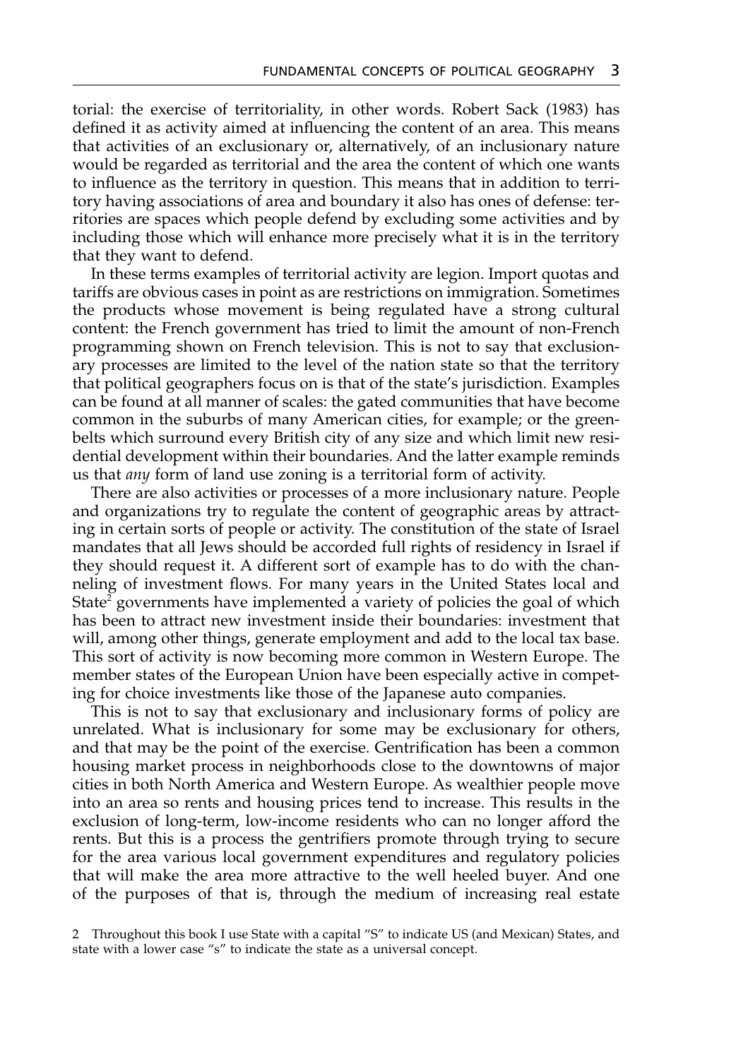torial: the exercise of territoriality, in other words. Robert Sack (1983) has defined it as activity aimed at influencing the content of an area. This means that activities of an exclusionary or, alternatively, of an inclusionary nature would be regarded as territorial and the area the content of which one wants to influence as the territory in question. This means that in addition to territory having associations of area and boundary it also has ones of defense: territories are spaces which people defend by excluding some activities and by including those which will enhance more precisely what it is in the territory that they want to defend.

In these terms examples of territorial activity are legion. Import quotas and tariffs are obvious cases in point as are restrictions on immigration. Sometimes the products whose movement is being regulated have a strong cultural content: the French government has tried to limit the amount of non-French programming shown on French television. This is not to say that exclusionary processes are limited to the level of the nation state so that the territory that political geographers focus on is that of the state's jurisdiction. Examples can be found at all manner of scales: the gated communities that have become common in the suburbs of many American cities, for example; or the greenbelts which surround every British city of any size and which limit new residential development within their boundaries. And the latter example reminds us that *any* form of land use zoning is a territorial form of activity.

There are also activities or processes of a more inclusionary nature. People and organizations try to regulate the content of geographic areas by attracting in certain sorts of people or activity. The constitution of the state of Israel mandates that all Jews should be accorded full rights of residency in Israel if they should request it. A different sort of example has to do with the channeling of investment flows. For many years in the United States local and State[2] governments have implemented a variety of policies the goal of which has been to attract new investment inside their boundaries: investment that will, among other things, generate employment and add to the local tax base. This sort of activity is now becoming more common in Western Europe. The member states of the European Union have been especially active in competing for choice investments like those of the Japanese auto companies.

This is not to say that exclusionary and inclusionary forms of policy are unrelated. What is inclusionary for some may be exclusionary for others, and that may be the point of the exercise. Gentrification has been a common housing market process in neighborhoods close to the downtowns of major cities in both North America and Western Europe. As wealthier people move into an area so rents and housing prices tend to increase. This results in the exclusion of long-term, low-income residents who can no longer afford the rents. But this is a process the gentrifiers promote through trying to secure for the area various local government expenditures and regulatory policies that will make the area more attractive to the well heeled buyer. And one of the purposes of that is, through the medium of increasing real estate

2 Throughout this book I use State with a capital "S" to indicate US (and Mexican) States, and state with a lower case "s" to indicate the state as a universal concept.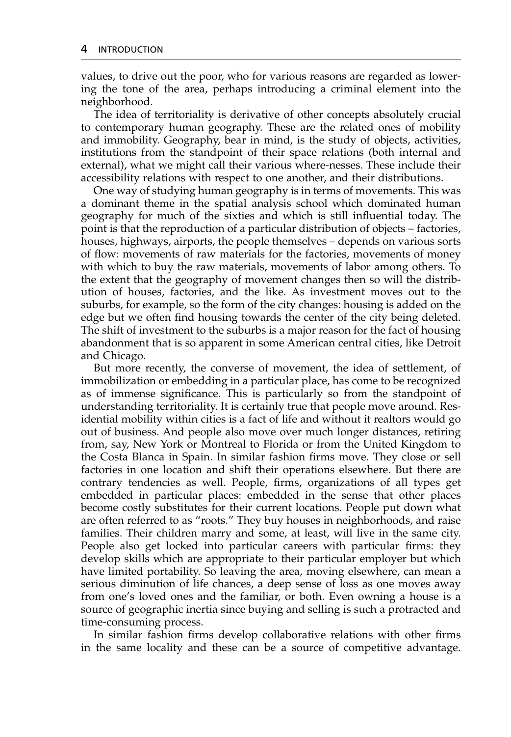values, to drive out the poor, who for various reasons are regarded as lowering the tone of the area, perhaps introducing a criminal element into the neighborhood.

The idea of territoriality is derivative of other concepts absolutely crucial to contemporary human geography. These are the related ones of mobility and immobility. Geography, bear in mind, is the study of objects, activities, institutions from the standpoint of their space relations (both internal and external), what we might call their various where-nesses. These include their accessibility relations with respect to one another, and their distributions.

One way of studying human geography is in terms of movements. This was a dominant theme in the spatial analysis school which dominated human geography for much of the sixties and which is still influential today. The point is that the reproduction of a particular distribution of objects – factories, houses, highways, airports, the people themselves – depends on various sorts of flow: movements of raw materials for the factories, movements of money with which to buy the raw materials, movements of labor among others. To the extent that the geography of movement changes then so will the distribution of houses, factories, and the like. As investment moves out to the suburbs, for example, so the form of the city changes: housing is added on the edge but we often find housing towards the center of the city being deleted. The shift of investment to the suburbs is a major reason for the fact of housing abandonment that is so apparent in some American central cities, like Detroit and Chicago.

But more recently, the converse of movement, the idea of settlement, of immobilization or embedding in a particular place, has come to be recognized as of immense significance. This is particularly so from the standpoint of understanding territoriality. It is certainly true that people move around. Residential mobility within cities is a fact of life and without it realtors would go out of business. And people also move over much longer distances, retiring from, say, New York or Montreal to Florida or from the United Kingdom to the Costa Blanca in Spain. In similar fashion firms move. They close or sell factories in one location and shift their operations elsewhere. But there are contrary tendencies as well. People, firms, organizations of all types get embedded in particular places: embedded in the sense that other places become costly substitutes for their current locations. People put down what are often referred to as "roots." They buy houses in neighborhoods, and raise families. Their children marry and some, at least, will live in the same city. People also get locked into particular careers with particular firms: they develop skills which are appropriate to their particular employer but which have limited portability. So leaving the area, moving elsewhere, can mean a serious diminution of life chances, a deep sense of loss as one moves away from one's loved ones and the familiar, or both. Even owning a house is a source of geographic inertia since buying and selling is such a protracted and time-consuming process.

In similar fashion firms develop collaborative relations with other firms in the same locality and these can be a source of competitive advantage.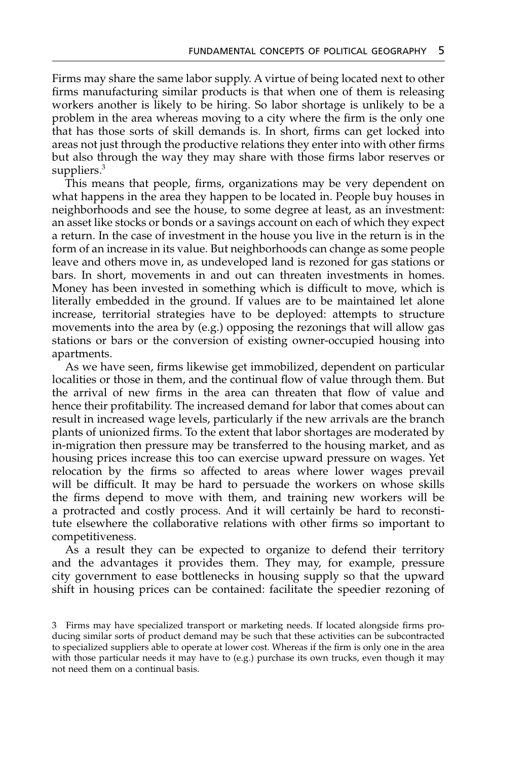Firms may share the same labor supply. A virtue of being located next to other firms manufacturing similar products is that when one of them is releasing workers another is likely to be hiring. So labor shortage is unlikely to be a problem in the area whereas moving to a city where the firm is the only one that has those sorts of skill demands is. In short, firms can get locked into areas not just through the productive relations they enter into with other firms but also through the way they may share with those firms labor reserves or suppliers.[3]

This means that people, firms, organizations may be very dependent on what happens in the area they happen to be located in. People buy houses in neighborhoods and see the house, to some degree at least, as an investment: an asset like stocks or bonds or a savings account on each of which they expect a return. In the case of investment in the house you live in the return is in the form of an increase in its value. But neighborhoods can change as some people leave and others move in, as undeveloped land is rezoned for gas stations or bars. In short, movements in and out can threaten investments in homes. Money has been invested in something which is difficult to move, which is literally embedded in the ground. If values are to be maintained let alone increase, territorial strategies have to be deployed: attempts to structure movements into the area by (e.g.) opposing the rezonings that will allow gas stations or bars or the conversion of existing owner-occupied housing into apartments.

As we have seen, firms likewise get immobilized, dependent on particular localities or those in them, and the continual flow of value through them. But the arrival of new firms in the area can threaten that flow of value and hence their profitability. The increased demand for labor that comes about can result in increased wage levels, particularly if the new arrivals are the branch plants of unionized firms. To the extent that labor shortages are moderated by in-migration then pressure may be transferred to the housing market, and as housing prices increase this too can exercise upward pressure on wages. Yet relocation by the firms so affected to areas where lower wages prevail will be difficult. It may be hard to persuade the workers on whose skills the firms depend to move with them, and training new workers will be a protracted and costly process. And it will certainly be hard to reconstitute elsewhere the collaborative relations with other firms so important to competitiveness.

As a result they can be expected to organize to defend their territory and the advantages it provides them. They may, for example, pressure city government to ease bottlenecks in housing supply so that the upward shift in housing prices can be contained: facilitate the speedier rezoning of

3 Firms may have specialized transport or marketing needs. If located alongside firms producing similar sorts of product demand may be such that these activities can be subcontracted to specialized suppliers able to operate at lower cost. Whereas if the firm is only one in the area with those particular needs it may have to (e.g.) purchase its own trucks, even though it may not need them on a continual basis.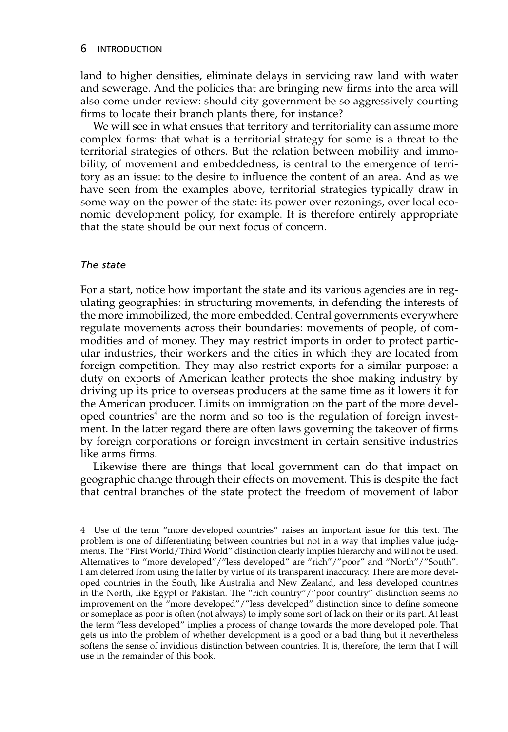land to higher densities, eliminate delays in servicing raw land with water and sewerage. And the policies that are bringing new firms into the area will also come under review: should city government be so aggressively courting firms to locate their branch plants there, for instance?

We will see in what ensues that territory and territoriality can assume more complex forms: that what is a territorial strategy for some is a threat to the territorial strategies of others. But the relation between mobility and immobility, of movement and embeddedness, is central to the emergence of territory as an issue: to the desire to influence the content of an area. And as we have seen from the examples above, territorial strategies typically draw in some way on the power of the state: its power over rezonings, over local economic development policy, for example. It is therefore entirely appropriate that the state should be our next focus of concern.

### *The state*

For a start, notice how important the state and its various agencies are in regulating geographies: in structuring movements, in defending the interests of the more immobilized, the more embedded. Central governments everywhere regulate movements across their boundaries: movements of people, of commodities and of money. They may restrict imports in order to protect particular industries, their workers and the cities in which they are located from foreign competition. They may also restrict exports for a similar purpose: a duty on exports of American leather protects the shoe making industry by driving up its price to overseas producers at the same time as it lowers it for the American producer. Limits on immigration on the part of the more developed countries[4] are the norm and so too is the regulation of foreign investment. In the latter regard there are often laws governing the takeover of firms by foreign corporations or foreign investment in certain sensitive industries like arms firms.

Likewise there are things that local government can do that impact on geographic change through their effects on movement. This is despite the fact that central branches of the state protect the freedom of movement of labor

4 Use of the term "more developed countries" raises an important issue for this text. The problem is one of differentiating between countries but not in a way that implies value judgments. The "First World/Third World" distinction clearly implies hierarchy and will not be used. Alternatives to "more developed"/"less developed" are "rich"/"poor" and "North"/"South". I am deterred from using the latter by virtue of its transparent inaccuracy. There are more developed countries in the South, like Australia and New Zealand, and less developed countries in the North, like Egypt or Pakistan. The "rich country"/"poor country" distinction seems no improvement on the "more developed"/"less developed" distinction since to define someone or someplace as poor is often (not always) to imply some sort of lack on their or its part. At least the term "less developed" implies a process of change towards the more developed pole. That gets us into the problem of whether development is a good or a bad thing but it nevertheless softens the sense of invidious distinction between countries. It is, therefore, the term that I will use in the remainder of this book.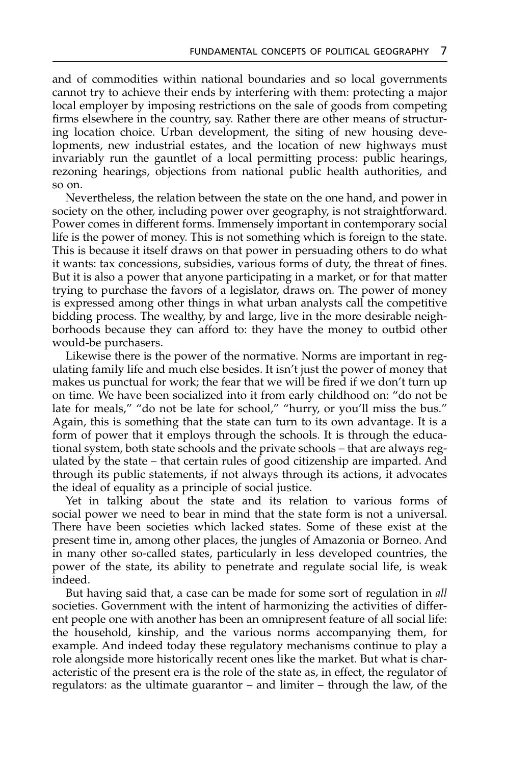and of commodities within national boundaries and so local governments cannot try to achieve their ends by interfering with them: protecting a major local employer by imposing restrictions on the sale of goods from competing firms elsewhere in the country, say. Rather there are other means of structuring location choice. Urban development, the siting of new housing developments, new industrial estates, and the location of new highways must invariably run the gauntlet of a local permitting process: public hearings, rezoning hearings, objections from national public health authorities, and so on.

Nevertheless, the relation between the state on the one hand, and power in society on the other, including power over geography, is not straightforward. Power comes in different forms. Immensely important in contemporary social life is the power of money. This is not something which is foreign to the state. This is because it itself draws on that power in persuading others to do what it wants: tax concessions, subsidies, various forms of duty, the threat of fines. But it is also a power that anyone participating in a market, or for that matter trying to purchase the favors of a legislator, draws on. The power of money is expressed among other things in what urban analysts call the competitive bidding process. The wealthy, by and large, live in the more desirable neighborhoods because they can afford to: they have the money to outbid other would-be purchasers.

Likewise there is the power of the normative. Norms are important in regulating family life and much else besides. It isn't just the power of money that makes us punctual for work; the fear that we will be fired if we don't turn up on time. We have been socialized into it from early childhood on: "do not be late for meals," "do not be late for school," "hurry, or you'll miss the bus." Again, this is something that the state can turn to its own advantage. It is a form of power that it employs through the schools. It is through the educational system, both state schools and the private schools – that are always regulated by the state – that certain rules of good citizenship are imparted. And through its public statements, if not always through its actions, it advocates the ideal of equality as a principle of social justice.

Yet in talking about the state and its relation to various forms of social power we need to bear in mind that the state form is not a universal. There have been societies which lacked states. Some of these exist at the present time in, among other places, the jungles of Amazonia or Borneo. And in many other so-called states, particularly in less developed countries, the power of the state, its ability to penetrate and regulate social life, is weak indeed.

But having said that, a case can be made for some sort of regulation in *all* societies. Government with the intent of harmonizing the activities of different people one with another has been an omnipresent feature of all social life: the household, kinship, and the various norms accompanying them, for example. And indeed today these regulatory mechanisms continue to play a role alongside more historically recent ones like the market. But what is characteristic of the present era is the role of the state as, in effect, the regulator of regulators: as the ultimate guarantor – and limiter – through the law, of the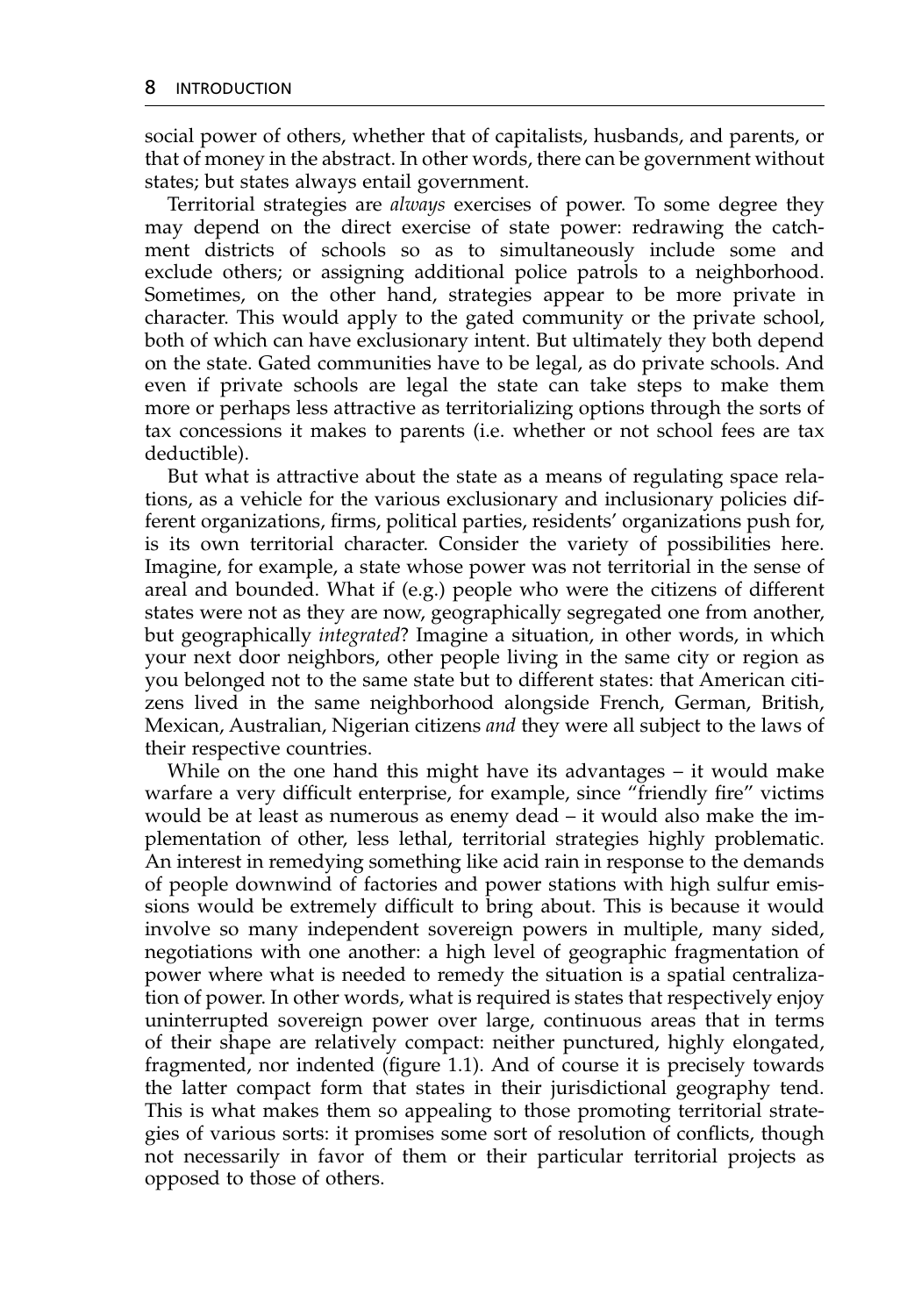social power of others, whether that of capitalists, husbands, and parents, or that of money in the abstract. In other words, there can be government without states; but states always entail government.

Territorial strategies are *always* exercises of power. To some degree they may depend on the direct exercise of state power: redrawing the catchment districts of schools so as to simultaneously include some and exclude others; or assigning additional police patrols to a neighborhood. Sometimes, on the other hand, strategies appear to be more private in character. This would apply to the gated community or the private school, both of which can have exclusionary intent. But ultimately they both depend on the state. Gated communities have to be legal, as do private schools. And even if private schools are legal the state can take steps to make them more or perhaps less attractive as territorializing options through the sorts of tax concessions it makes to parents (i.e. whether or not school fees are tax deductible).

But what is attractive about the state as a means of regulating space relations, as a vehicle for the various exclusionary and inclusionary policies different organizations, firms, political parties, residents' organizations push for, is its own territorial character. Consider the variety of possibilities here. Imagine, for example, a state whose power was not territorial in the sense of areal and bounded. What if (e.g.) people who were the citizens of different states were not as they are now, geographically segregated one from another, but geographically *integrated*? Imagine a situation, in other words, in which your next door neighbors, other people living in the same city or region as you belonged not to the same state but to different states: that American citizens lived in the same neighborhood alongside French, German, British, Mexican, Australian, Nigerian citizens *and* they were all subject to the laws of their respective countries.

While on the one hand this might have its advantages – it would make warfare a very difficult enterprise, for example, since "friendly fire" victims would be at least as numerous as enemy dead – it would also make the implementation of other, less lethal, territorial strategies highly problematic. An interest in remedying something like acid rain in response to the demands of people downwind of factories and power stations with high sulfur emissions would be extremely difficult to bring about. This is because it would involve so many independent sovereign powers in multiple, many sided, negotiations with one another: a high level of geographic fragmentation of power where what is needed to remedy the situation is a spatial centralization of power. In other words, what is required is states that respectively enjoy uninterrupted sovereign power over large, continuous areas that in terms of their shape are relatively compact: neither punctured, highly elongated, fragmented, nor indented (figure 1.1). And of course it is precisely towards the latter compact form that states in their jurisdictional geography tend. This is what makes them so appealing to those promoting territorial strategies of various sorts: it promises some sort of resolution of conflicts, though not necessarily in favor of them or their particular territorial projects as opposed to those of others.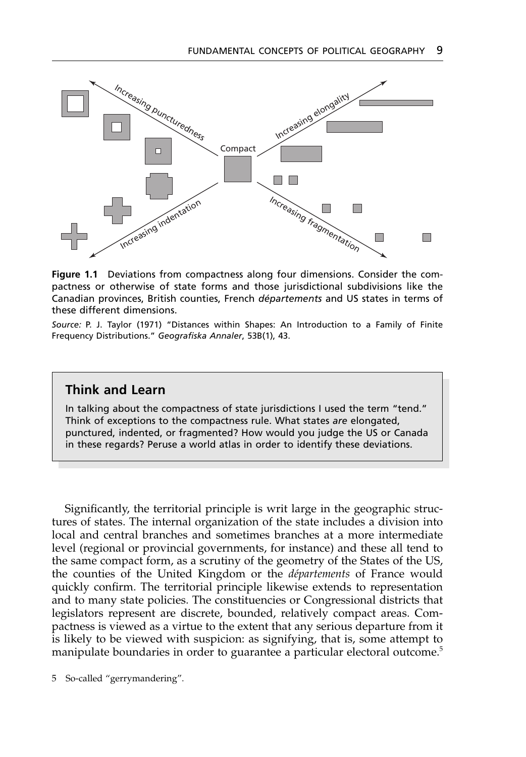**Figure 1.1** Deviations from compactness along four dimensions. Consider the compactness or otherwise of state forms and those jurisdictional subdivisions like the Canadian provinces, British counties, French *départements* and US states in terms of these different dimensions.

*Source:* P. J. Taylor (1971) "Distances within Shapes: An Introduction to a Family of Finite Frequency Distributions." *Geografiska Annaler*, 53B(1), 43.

> ### Think and Learn
>
> In talking about the compactness of state jurisdictions I used the term "tend." Think of exceptions to the compactness rule. What states *are* elongated, punctured, indented, or fragmented? How would you judge the US or Canada in these regards? Peruse a world atlas in order to identify these deviations.

Significantly, the territorial principle is writ large in the geographic structures of states. The internal organization of the state includes a division into local and central branches and sometimes branches at a more intermediate level (regional or provincial governments, for instance) and these all tend to the same compact form, as a scrutiny of the geometry of the States of the US, the counties of the United Kingdom or the *départements* of France would quickly confirm. The territorial principle likewise extends to representation and to many state policies. The constituencies or Congressional districts that legislators represent are discrete, bounded, relatively compact areas. Compactness is viewed as a virtue to the extent that any serious departure from it is likely to be viewed with suspicion: as signifying, that is, some attempt to manipulate boundaries in order to guarantee a particular electoral outcome.[5]

5 So-called "gerrymandering".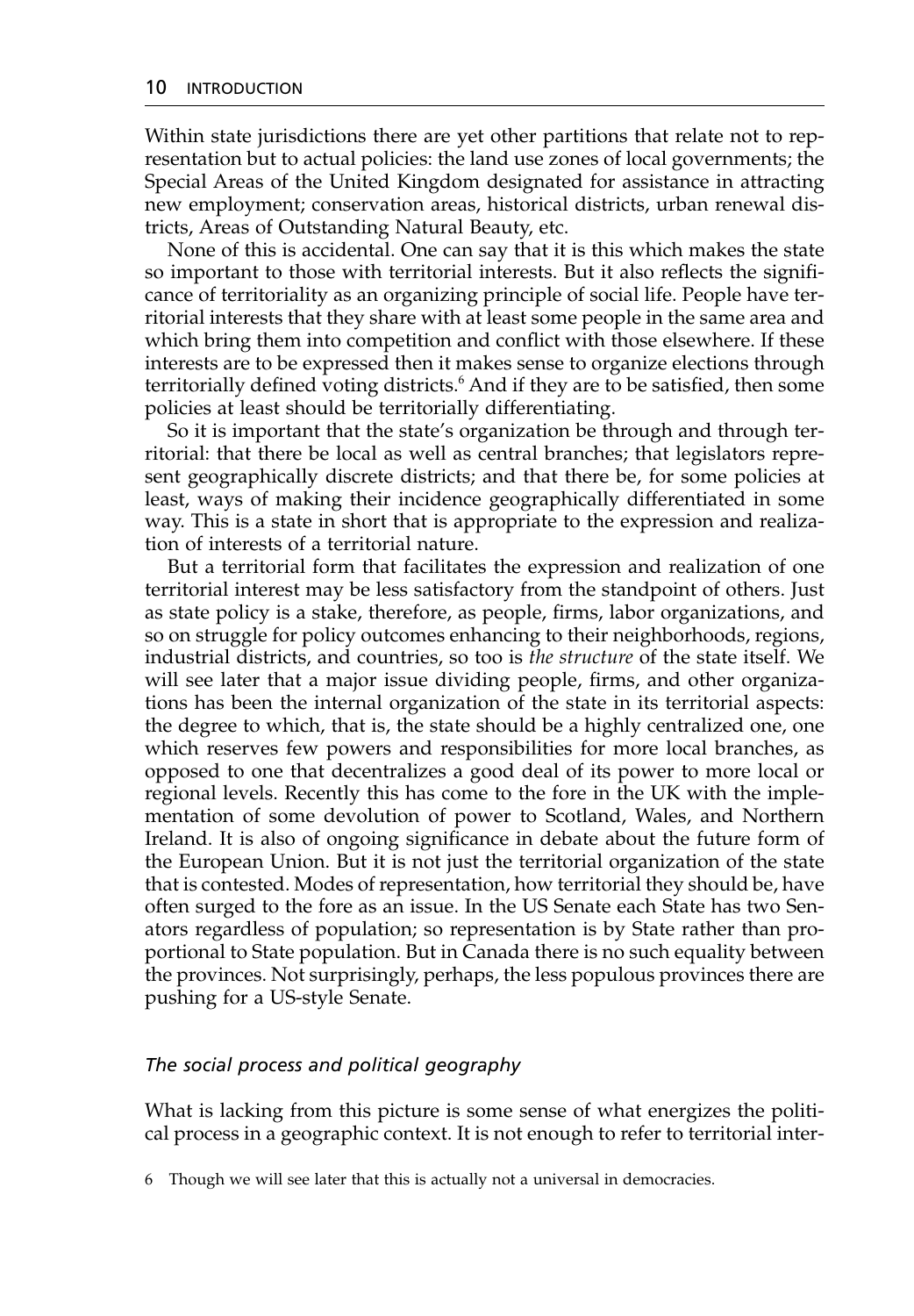Within state jurisdictions there are yet other partitions that relate not to representation but to actual policies: the land use zones of local governments; the Special Areas of the United Kingdom designated for assistance in attracting new employment; conservation areas, historical districts, urban renewal districts, Areas of Outstanding Natural Beauty, etc.

None of this is accidental. One can say that it is this which makes the state so important to those with territorial interests. But it also reflects the significance of territoriality as an organizing principle of social life. People have territorial interests that they share with at least some people in the same area and which bring them into competition and conflict with those elsewhere. If these interests are to be expressed then it makes sense to organize elections through territorially defined voting districts.[6] And if they are to be satisfied, then some policies at least should be territorially differentiating.

So it is important that the state's organization be through and through territorial: that there be local as well as central branches; that legislators represent geographically discrete districts; and that there be, for some policies at least, ways of making their incidence geographically differentiated in some way. This is a state in short that is appropriate to the expression and realization of interests of a territorial nature.

But a territorial form that facilitates the expression and realization of one territorial interest may be less satisfactory from the standpoint of others. Just as state policy is a stake, therefore, as people, firms, labor organizations, and so on struggle for policy outcomes enhancing to their neighborhoods, regions, industrial districts, and countries, so too is *the structure* of the state itself. We will see later that a major issue dividing people, firms, and other organizations has been the internal organization of the state in its territorial aspects: the degree to which, that is, the state should be a highly centralized one, one which reserves few powers and responsibilities for more local branches, as opposed to one that decentralizes a good deal of its power to more local or regional levels. Recently this has come to the fore in the UK with the implementation of some devolution of power to Scotland, Wales, and Northern Ireland. It is also of ongoing significance in debate about the future form of the European Union. But it is not just the territorial organization of the state that is contested. Modes of representation, how territorial they should be, have often surged to the fore as an issue. In the US Senate each State has two Senators regardless of population; so representation is by State rather than proportional to State population. But in Canada there is no such equality between the provinces. Not surprisingly, perhaps, the less populous provinces there are pushing for a US-style Senate.

### *The social process and political geography*

What is lacking from this picture is some sense of what energizes the political process in a geographic context. It is not enough to refer to territorial inter-

6 Though we will see later that this is actually not a universal in democracies.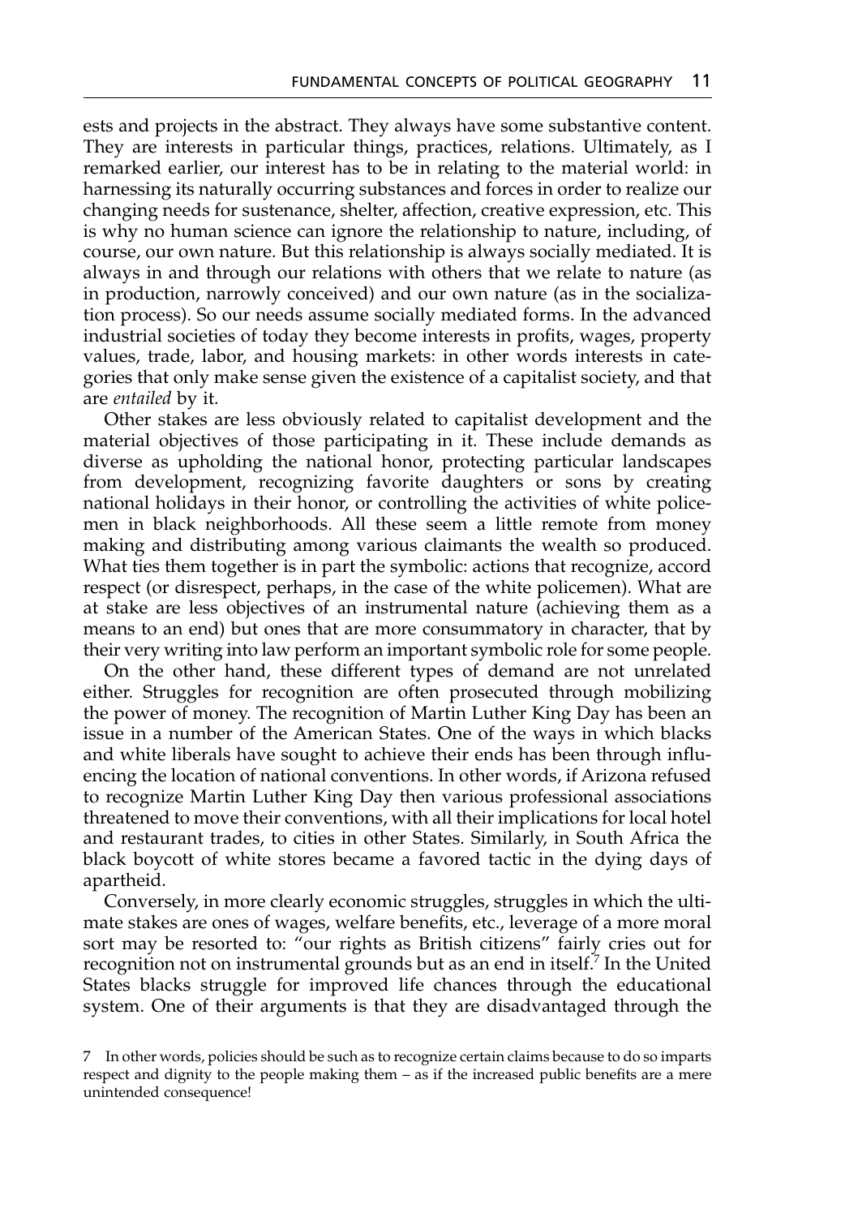ests and projects in the abstract. They always have some substantive content. They are interests in particular things, practices, relations. Ultimately, as I remarked earlier, our interest has to be in relating to the material world: in harnessing its naturally occurring substances and forces in order to realize our changing needs for sustenance, shelter, affection, creative expression, etc. This is why no human science can ignore the relationship to nature, including, of course, our own nature. But this relationship is always socially mediated. It is always in and through our relations with others that we relate to nature (as in production, narrowly conceived) and our own nature (as in the socialization process). So our needs assume socially mediated forms. In the advanced industrial societies of today they become interests in profits, wages, property values, trade, labor, and housing markets: in other words interests in categories that only make sense given the existence of a capitalist society, and that are *entailed* by it.

Other stakes are less obviously related to capitalist development and the material objectives of those participating in it. These include demands as diverse as upholding the national honor, protecting particular landscapes from development, recognizing favorite daughters or sons by creating national holidays in their honor, or controlling the activities of white policemen in black neighborhoods. All these seem a little remote from money making and distributing among various claimants the wealth so produced. What ties them together is in part the symbolic: actions that recognize, accord respect (or disrespect, perhaps, in the case of the white policemen). What are at stake are less objectives of an instrumental nature (achieving them as a means to an end) but ones that are more consummatory in character, that by their very writing into law perform an important symbolic role for some people.

On the other hand, these different types of demand are not unrelated either. Struggles for recognition are often prosecuted through mobilizing the power of money. The recognition of Martin Luther King Day has been an issue in a number of the American States. One of the ways in which blacks and white liberals have sought to achieve their ends has been through influencing the location of national conventions. In other words, if Arizona refused to recognize Martin Luther King Day then various professional associations threatened to move their conventions, with all their implications for local hotel and restaurant trades, to cities in other States. Similarly, in South Africa the black boycott of white stores became a favored tactic in the dying days of apartheid.

Conversely, in more clearly economic struggles, struggles in which the ultimate stakes are ones of wages, welfare benefits, etc., leverage of a more moral sort may be resorted to: "our rights as British citizens" fairly cries out for recognition not on instrumental grounds but as an end in itself.[7] In the United States blacks struggle for improved life chances through the educational system. One of their arguments is that they are disadvantaged through the

7 In other words, policies should be such as to recognize certain claims because to do so imparts respect and dignity to the people making them – as if the increased public benefits are a mere unintended consequence!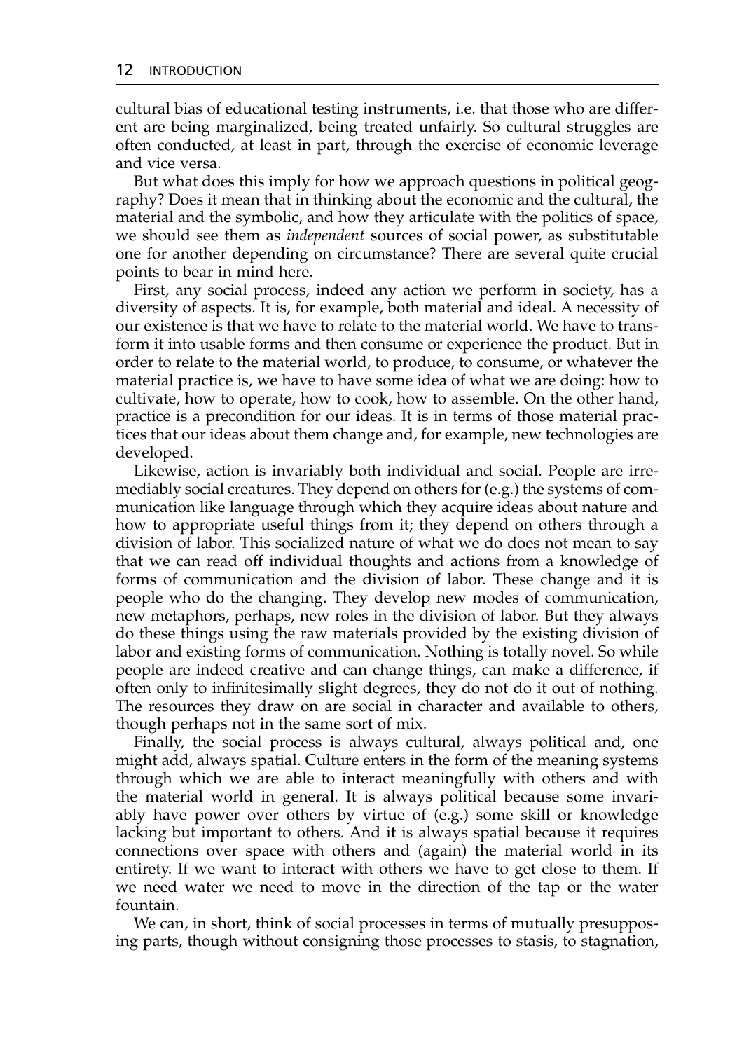cultural bias of educational testing instruments, i.e. that those who are different are being marginalized, being treated unfairly. So cultural struggles are often conducted, at least in part, through the exercise of economic leverage and vice versa.

But what does this imply for how we approach questions in political geography? Does it mean that in thinking about the economic and the cultural, the material and the symbolic, and how they articulate with the politics of space, we should see them as *independent* sources of social power, as substitutable one for another depending on circumstance? There are several quite crucial points to bear in mind here.

First, any social process, indeed any action we perform in society, has a diversity of aspects. It is, for example, both material and ideal. A necessity of our existence is that we have to relate to the material world. We have to transform it into usable forms and then consume or experience the product. But in order to relate to the material world, to produce, to consume, or whatever the material practice is, we have to have some idea of what we are doing: how to cultivate, how to operate, how to cook, how to assemble. On the other hand, practice is a precondition for our ideas. It is in terms of those material practices that our ideas about them change and, for example, new technologies are developed.

Likewise, action is invariably both individual and social. People are irremediably social creatures. They depend on others for (e.g.) the systems of communication like language through which they acquire ideas about nature and how to appropriate useful things from it; they depend on others through a division of labor. This socialized nature of what we do does not mean to say that we can read off individual thoughts and actions from a knowledge of forms of communication and the division of labor. These change and it is people who do the changing. They develop new modes of communication, new metaphors, perhaps, new roles in the division of labor. But they always do these things using the raw materials provided by the existing division of labor and existing forms of communication. Nothing is totally novel. So while people are indeed creative and can change things, can make a difference, if often only to infinitesimally slight degrees, they do not do it out of nothing. The resources they draw on are social in character and available to others, though perhaps not in the same sort of mix.

Finally, the social process is always cultural, always political and, one might add, always spatial. Culture enters in the form of the meaning systems through which we are able to interact meaningfully with others and with the material world in general. It is always political because some invariably have power over others by virtue of (e.g.) some skill or knowledge lacking but important to others. And it is always spatial because it requires connections over space with others and (again) the material world in its entirety. If we want to interact with others we have to get close to them. If we need water we need to move in the direction of the tap or the water fountain.

We can, in short, think of social processes in terms of mutually presupposing parts, though without consigning those processes to stasis, to stagnation,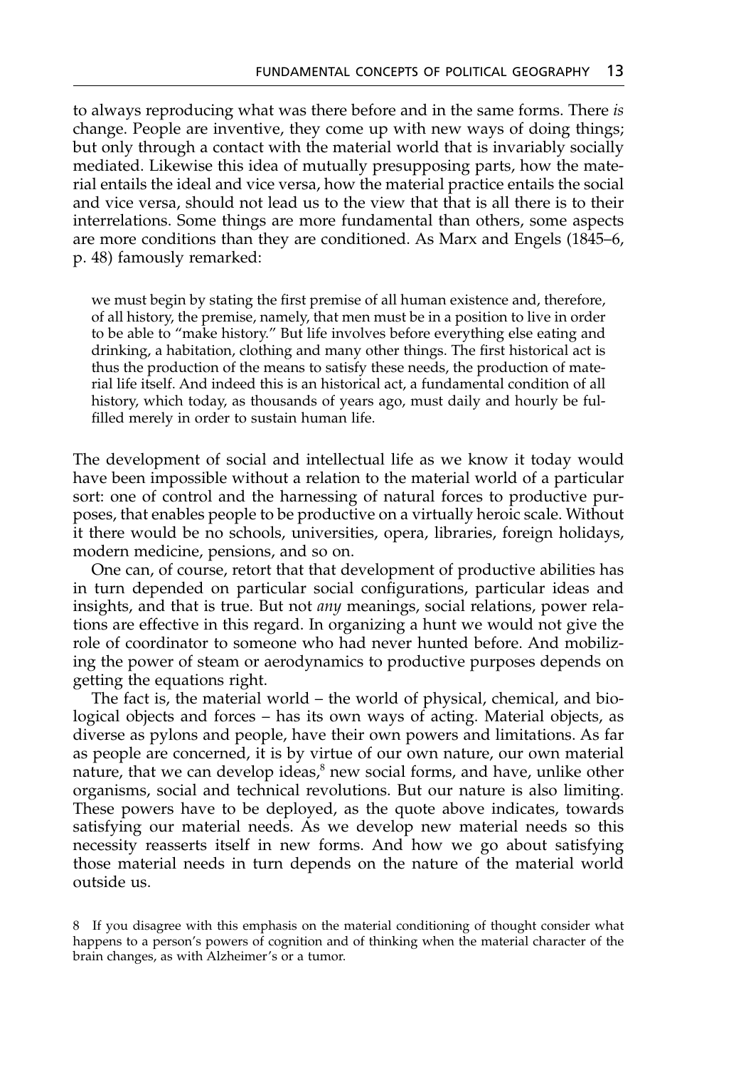to always reproducing what was there before and in the same forms. There *is* change. People are inventive, they come up with new ways of doing things; but only through a contact with the material world that is invariably socially mediated. Likewise this idea of mutually presupposing parts, how the material entails the ideal and vice versa, how the material practice entails the social and vice versa, should not lead us to the view that that is all there is to their interrelations. Some things are more fundamental than others, some aspects are more conditions than they are conditioned. As Marx and Engels (1845–6, p. 48) famously remarked:

> we must begin by stating the first premise of all human existence and, therefore, of all history, the premise, namely, that men must be in a position to live in order to be able to "make history." But life involves before everything else eating and drinking, a habitation, clothing and many other things. The first historical act is thus the production of the means to satisfy these needs, the production of material life itself. And indeed this is an historical act, a fundamental condition of all history, which today, as thousands of years ago, must daily and hourly be fulfilled merely in order to sustain human life.

The development of social and intellectual life as we know it today would have been impossible without a relation to the material world of a particular sort: one of control and the harnessing of natural forces to productive purposes, that enables people to be productive on a virtually heroic scale. Without it there would be no schools, universities, opera, libraries, foreign holidays, modern medicine, pensions, and so on.

One can, of course, retort that that development of productive abilities has in turn depended on particular social configurations, particular ideas and insights, and that is true. But not *any* meanings, social relations, power relations are effective in this regard. In organizing a hunt we would not give the role of coordinator to someone who had never hunted before. And mobilizing the power of steam or aerodynamics to productive purposes depends on getting the equations right.

The fact is, the material world – the world of physical, chemical, and biological objects and forces – has its own ways of acting. Material objects, as diverse as pylons and people, have their own powers and limitations. As far as people are concerned, it is by virtue of our own nature, our own material nature, that we can develop ideas,[8] new social forms, and have, unlike other organisms, social and technical revolutions. But our nature is also limiting. These powers have to be deployed, as the quote above indicates, towards satisfying our material needs. As we develop new material needs so this necessity reasserts itself in new forms. And how we go about satisfying those material needs in turn depends on the nature of the material world outside us.

8 If you disagree with this emphasis on the material conditioning of thought consider what happens to a person's powers of cognition and of thinking when the material character of the brain changes, as with Alzheimer's or a tumor.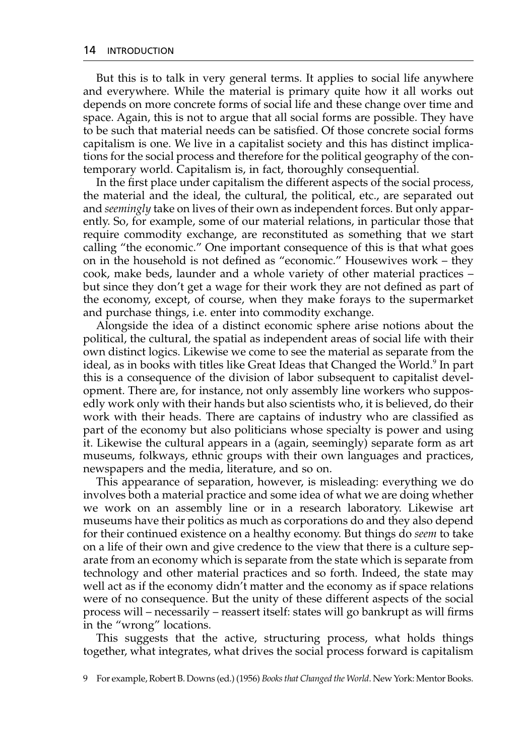But this is to talk in very general terms. It applies to social life anywhere and everywhere. While the material is primary quite how it all works out depends on more concrete forms of social life and these change over time and space. Again, this is not to argue that all social forms are possible. They have to be such that material needs can be satisfied. Of those concrete social forms capitalism is one. We live in a capitalist society and this has distinct implications for the social process and therefore for the political geography of the contemporary world. Capitalism is, in fact, thoroughly consequential.

In the first place under capitalism the different aspects of the social process, the material and the ideal, the cultural, the political, etc., are separated out and *seemingly* take on lives of their own as independent forces. But only apparently. So, for example, some of our material relations, in particular those that require commodity exchange, are reconstituted as something that we start calling "the economic." One important consequence of this is that what goes on in the household is not defined as "economic." Housewives work – they cook, make beds, launder and a whole variety of other material practices – but since they don't get a wage for their work they are not defined as part of the economy, except, of course, when they make forays to the supermarket and purchase things, i.e. enter into commodity exchange.

Alongside the idea of a distinct economic sphere arise notions about the political, the cultural, the spatial as independent areas of social life with their own distinct logics. Likewise we come to see the material as separate from the ideal, as in books with titles like Great Ideas that Changed the World.[9] In part this is a consequence of the division of labor subsequent to capitalist development. There are, for instance, not only assembly line workers who supposedly work only with their hands but also scientists who, it is believed, do their work with their heads. There are captains of industry who are classified as part of the economy but also politicians whose specialty is power and using it. Likewise the cultural appears in a (again, seemingly) separate form as art museums, folkways, ethnic groups with their own languages and practices, newspapers and the media, literature, and so on.

This appearance of separation, however, is misleading: everything we do involves both a material practice and some idea of what we are doing whether we work on an assembly line or in a research laboratory. Likewise art museums have their politics as much as corporations do and they also depend for their continued existence on a healthy economy. But things do *seem* to take on a life of their own and give credence to the view that there is a culture separate from an economy which is separate from the state which is separate from technology and other material practices and so forth. Indeed, the state may well act as if the economy didn't matter and the economy as if space relations were of no consequence. But the unity of these different aspects of the social process will – necessarily – reassert itself: states will go bankrupt as will firms in the "wrong" locations.

This suggests that the active, structuring process, what holds things together, what integrates, what drives the social process forward is capitalism

9 For example, Robert B. Downs (ed.) (1956) *Books that Changed the World*. New York: Mentor Books.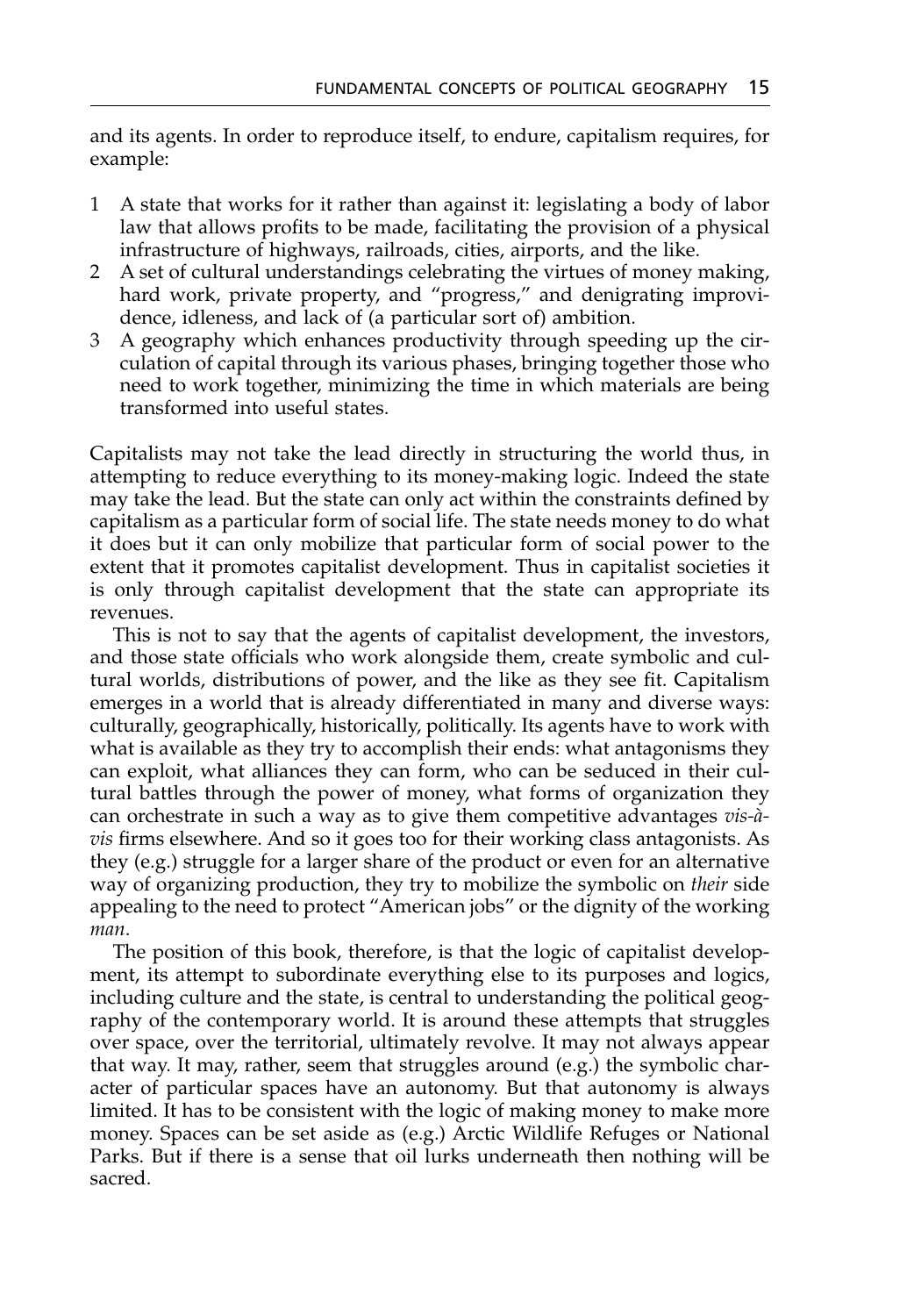and its agents. In order to reproduce itself, to endure, capitalism requires, for example:

1. A state that works for it rather than against it: legislating a body of labor law that allows profits to be made, facilitating the provision of a physical infrastructure of highways, railroads, cities, airports, and the like.
2. A set of cultural understandings celebrating the virtues of money making, hard work, private property, and "progress," and denigrating improvidence, idleness, and lack of (a particular sort of) ambition.
3. A geography which enhances productivity through speeding up the circulation of capital through its various phases, bringing together those who need to work together, minimizing the time in which materials are being transformed into useful states.

Capitalists may not take the lead directly in structuring the world thus, in attempting to reduce everything to its money-making logic. Indeed the state may take the lead. But the state can only act within the constraints defined by capitalism as a particular form of social life. The state needs money to do what it does but it can only mobilize that particular form of social power to the extent that it promotes capitalist development. Thus in capitalist societies it is only through capitalist development that the state can appropriate its revenues.

This is not to say that the agents of capitalist development, the investors, and those state officials who work alongside them, create symbolic and cultural worlds, distributions of power, and the like as they see fit. Capitalism emerges in a world that is already differentiated in many and diverse ways: culturally, geographically, historically, politically. Its agents have to work with what is available as they try to accomplish their ends: what antagonisms they can exploit, what alliances they can form, who can be seduced in their cultural battles through the power of money, what forms of organization they can orchestrate in such a way as to give them competitive advantages *vis-à-vis* firms elsewhere. And so it goes too for their working class antagonists. As they (e.g.) struggle for a larger share of the product or even for an alternative way of organizing production, they try to mobilize the symbolic on *their* side appealing to the need to protect "American jobs" or the dignity of the working *man*.

The position of this book, therefore, is that the logic of capitalist development, its attempt to subordinate everything else to its purposes and logics, including culture and the state, is central to understanding the political geography of the contemporary world. It is around these attempts that struggles over space, over the territorial, ultimately revolve. It may not always appear that way. It may, rather, seem that struggles around (e.g.) the symbolic character of particular spaces have an autonomy. But that autonomy is always limited. It has to be consistent with the logic of making money to make more money. Spaces can be set aside as (e.g.) Arctic Wildlife Refuges or National Parks. But if there is a sense that oil lurks underneath then nothing will be sacred.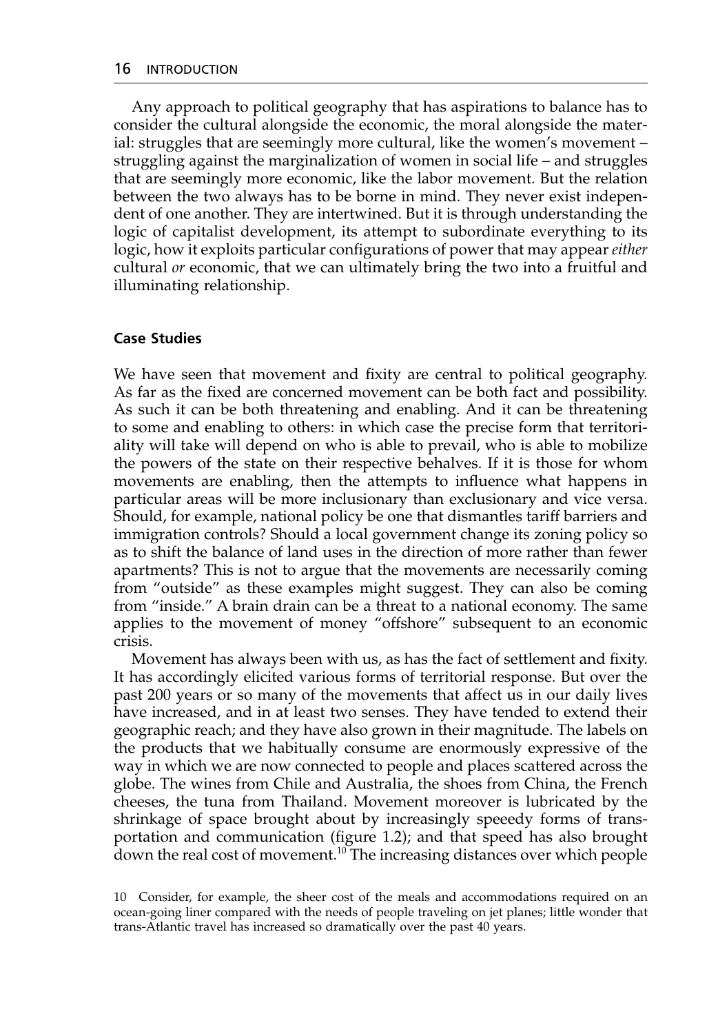Any approach to political geography that has aspirations to balance has to consider the cultural alongside the economic, the moral alongside the material: struggles that are seemingly more cultural, like the women's movement – struggling against the marginalization of women in social life – and struggles that are seemingly more economic, like the labor movement. But the relation between the two always has to be borne in mind. They never exist independent of one another. They are intertwined. But it is through understanding the logic of capitalist development, its attempt to subordinate everything to its logic, how it exploits particular configurations of power that may appear *either* cultural *or* economic, that we can ultimately bring the two into a fruitful and illuminating relationship.

### Case Studies

We have seen that movement and fixity are central to political geography. As far as the fixed are concerned movement can be both fact and possibility. As such it can be both threatening and enabling. And it can be threatening to some and enabling to others: in which case the precise form that territoriality will take will depend on who is able to prevail, who is able to mobilize the powers of the state on their respective behalves. If it is those for whom movements are enabling, then the attempts to influence what happens in particular areas will be more inclusionary than exclusionary and vice versa. Should, for example, national policy be one that dismantles tariff barriers and immigration controls? Should a local government change its zoning policy so as to shift the balance of land uses in the direction of more rather than fewer apartments? This is not to argue that the movements are necessarily coming from "outside" as these examples might suggest. They can also be coming from "inside." A brain drain can be a threat to a national economy. The same applies to the movement of money "offshore" subsequent to an economic crisis.

Movement has always been with us, as has the fact of settlement and fixity. It has accordingly elicited various forms of territorial response. But over the past 200 years or so many of the movements that affect us in our daily lives have increased, and in at least two senses. They have tended to extend their geographic reach; and they have also grown in their magnitude. The labels on the products that we habitually consume are enormously expressive of the way in which we are now connected to people and places scattered across the globe. The wines from Chile and Australia, the shoes from China, the French cheeses, the tuna from Thailand. Movement moreover is lubricated by the shrinkage of space brought about by increasingly speeedy forms of transportation and communication (figure 1.2); and that speed has also brought down the real cost of movement.[10] The increasing distances over which people

10 Consider, for example, the sheer cost of the meals and accommodations required on an ocean-going liner compared with the needs of people traveling on jet planes; little wonder that trans-Atlantic travel has increased so dramatically over the past 40 years.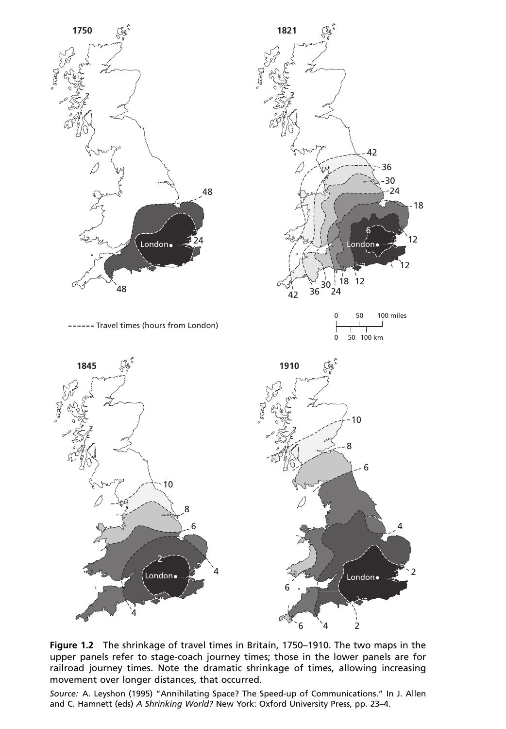**Figure 1.2** The shrinkage of travel times in Britain, 1750–1910. The two maps in the upper panels refer to stage-coach journey times; those in the lower panels are for railroad journey times. Note the dramatic shrinkage of times, allowing increasing movement over longer distances, that occurred.

*Source:* A. Leyshon (1995) "Annihilating Space? The Speed-up of Communications." In J. Allen and C. Hamnett (eds) *A Shrinking World?* New York: Oxford University Press, pp. 23–4.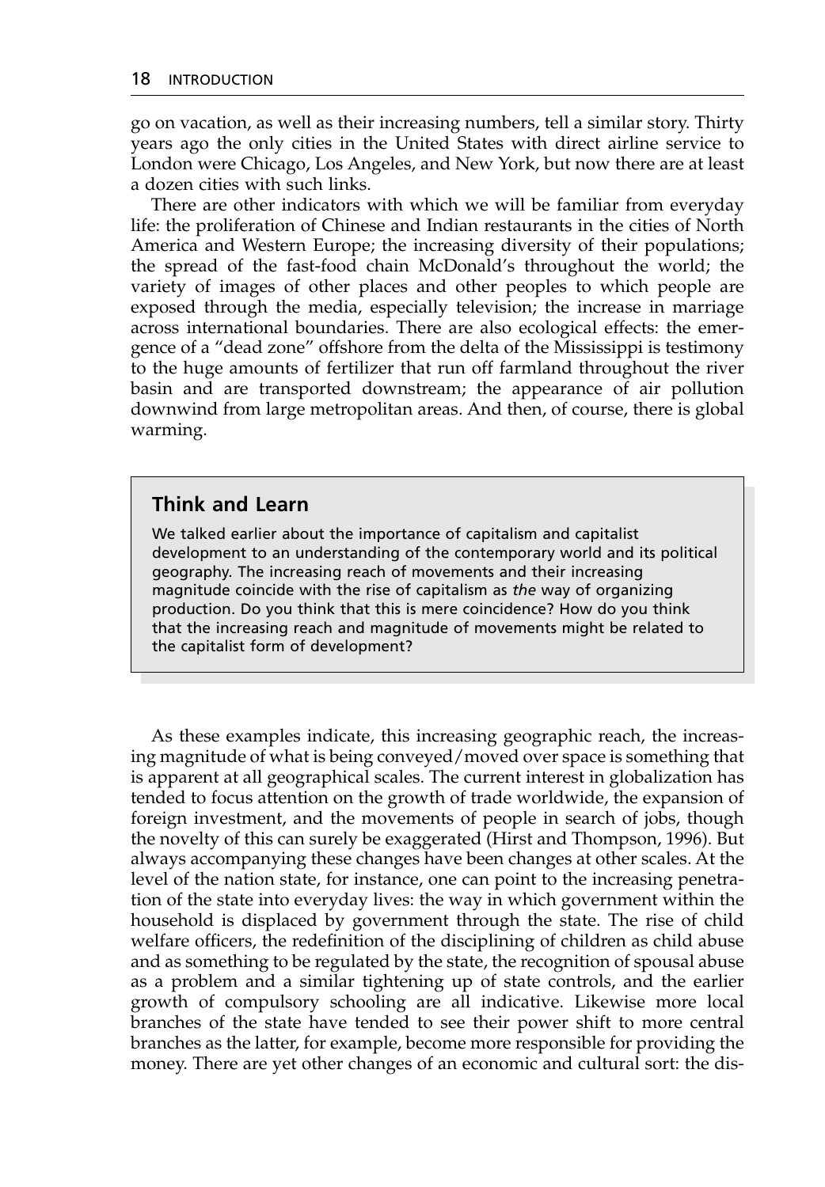go on vacation, as well as their increasing numbers, tell a similar story. Thirty years ago the only cities in the United States with direct airline service to London were Chicago, Los Angeles, and New York, but now there are at least a dozen cities with such links.

There are other indicators with which we will be familiar from everyday life: the proliferation of Chinese and Indian restaurants in the cities of North America and Western Europe; the increasing diversity of their populations; the spread of the fast-food chain McDonald's throughout the world; the variety of images of other places and other peoples to which people are exposed through the media, especially television; the increase in marriage across international boundaries. There are also ecological effects: the emergence of a "dead zone" offshore from the delta of the Mississippi is testimony to the huge amounts of fertilizer that run off farmland throughout the river basin and are transported downstream; the appearance of air pollution downwind from large metropolitan areas. And then, of course, there is global warming.

> **Think and Learn**
>
> We talked earlier about the importance of capitalism and capitalist development to an understanding of the contemporary world and its political geography. The increasing reach of movements and their increasing magnitude coincide with the rise of capitalism as *the* way of organizing production. Do you think that this is mere coincidence? How do you think that the increasing reach and magnitude of movements might be related to the capitalist form of development?

As these examples indicate, this increasing geographic reach, the increasing magnitude of what is being conveyed/moved over space is something that is apparent at all geographical scales. The current interest in globalization has tended to focus attention on the growth of trade worldwide, the expansion of foreign investment, and the movements of people in search of jobs, though the novelty of this can surely be exaggerated (Hirst and Thompson, 1996). But always accompanying these changes have been changes at other scales. At the level of the nation state, for instance, one can point to the increasing penetration of the state into everyday lives: the way in which government within the household is displaced by government through the state. The rise of child welfare officers, the redefinition of the disciplining of children as child abuse and as something to be regulated by the state, the recognition of spousal abuse as a problem and a similar tightening up of state controls, and the earlier growth of compulsory schooling are all indicative. Likewise more local branches of the state have tended to see their power shift to more central branches as the latter, for example, become more responsible for providing the money. There are yet other changes of an economic and cultural sort: the dis-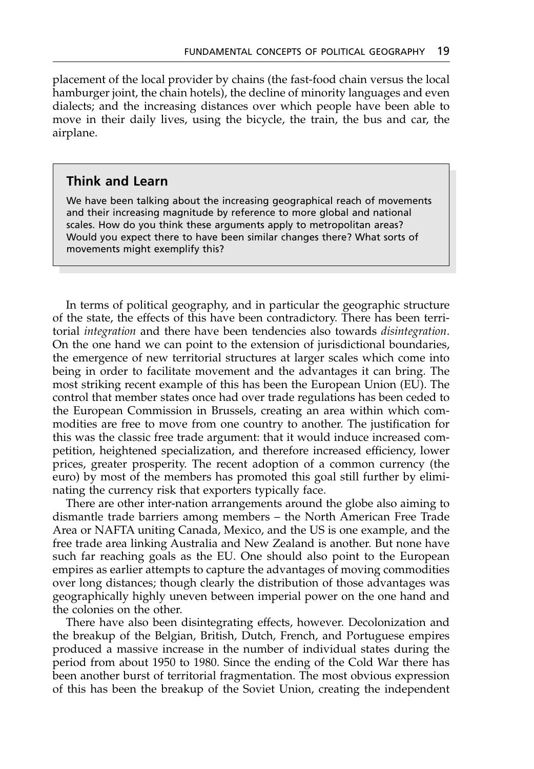placement of the local provider by chains (the fast-food chain versus the local hamburger joint, the chain hotels), the decline of minority languages and even dialects; and the increasing distances over which people have been able to move in their daily lives, using the bicycle, the train, the bus and car, the airplane.

> **Think and Learn**
>
> We have been talking about the increasing geographical reach of movements and their increasing magnitude by reference to more global and national scales. How do you think these arguments apply to metropolitan areas? Would you expect there to have been similar changes there? What sorts of movements might exemplify this?

In terms of political geography, and in particular the geographic structure of the state, the effects of this have been contradictory. There has been territorial *integration* and there have been tendencies also towards *disintegration*. On the one hand we can point to the extension of jurisdictional boundaries, the emergence of new territorial structures at larger scales which come into being in order to facilitate movement and the advantages it can bring. The most striking recent example of this has been the European Union (EU). The control that member states once had over trade regulations has been ceded to the European Commission in Brussels, creating an area within which commodities are free to move from one country to another. The justification for this was the classic free trade argument: that it would induce increased competition, heightened specialization, and therefore increased efficiency, lower prices, greater prosperity. The recent adoption of a common currency (the euro) by most of the members has promoted this goal still further by eliminating the currency risk that exporters typically face.

There are other inter-nation arrangements around the globe also aiming to dismantle trade barriers among members – the North American Free Trade Area or NAFTA uniting Canada, Mexico, and the US is one example, and the free trade area linking Australia and New Zealand is another. But none have such far reaching goals as the EU. One should also point to the European empires as earlier attempts to capture the advantages of moving commodities over long distances; though clearly the distribution of those advantages was geographically highly uneven between imperial power on the one hand and the colonies on the other.

There have also been disintegrating effects, however. Decolonization and the breakup of the Belgian, British, Dutch, French, and Portuguese empires produced a massive increase in the number of individual states during the period from about 1950 to 1980. Since the ending of the Cold War there has been another burst of territorial fragmentation. The most obvious expression of this has been the breakup of the Soviet Union, creating the independent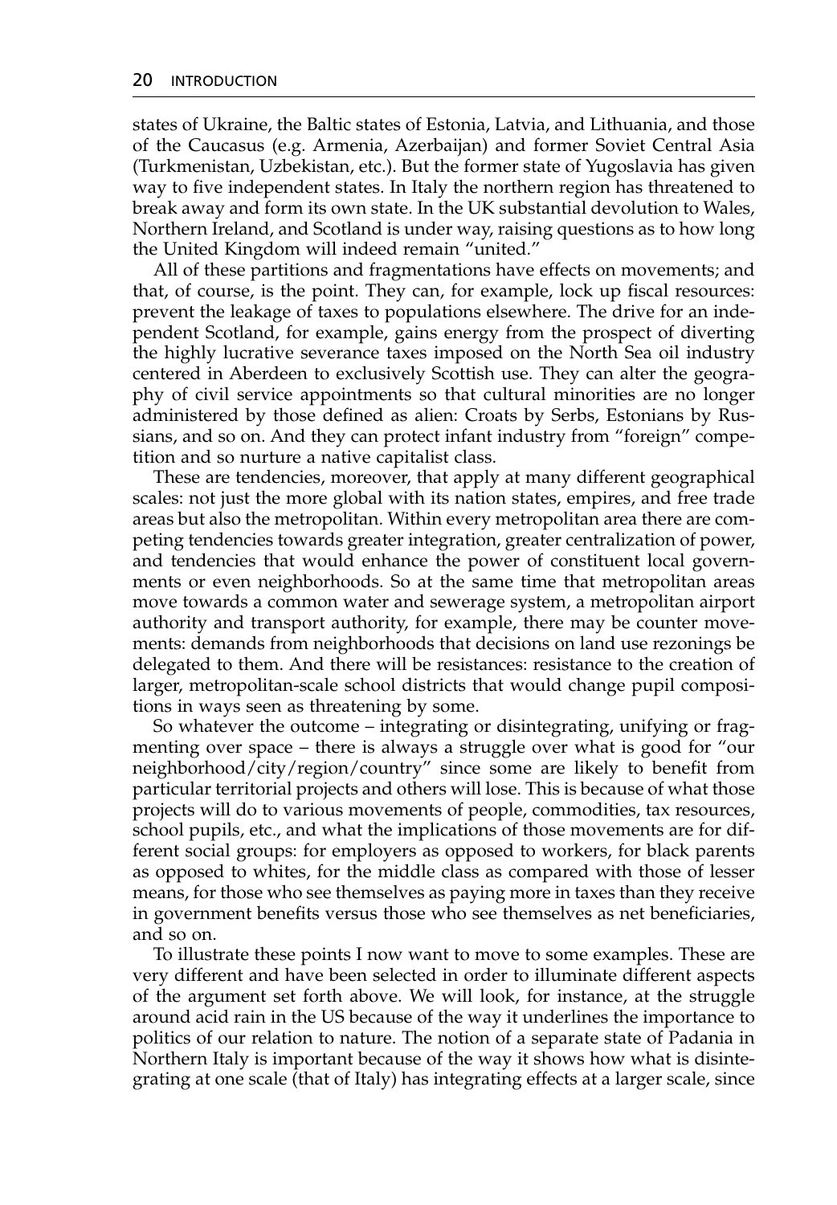states of Ukraine, the Baltic states of Estonia, Latvia, and Lithuania, and those of the Caucasus (e.g. Armenia, Azerbaijan) and former Soviet Central Asia (Turkmenistan, Uzbekistan, etc.). But the former state of Yugoslavia has given way to five independent states. In Italy the northern region has threatened to break away and form its own state. In the UK substantial devolution to Wales, Northern Ireland, and Scotland is under way, raising questions as to how long the United Kingdom will indeed remain "united."

All of these partitions and fragmentations have effects on movements; and that, of course, is the point. They can, for example, lock up fiscal resources: prevent the leakage of taxes to populations elsewhere. The drive for an independent Scotland, for example, gains energy from the prospect of diverting the highly lucrative severance taxes imposed on the North Sea oil industry centered in Aberdeen to exclusively Scottish use. They can alter the geography of civil service appointments so that cultural minorities are no longer administered by those defined as alien: Croats by Serbs, Estonians by Russians, and so on. And they can protect infant industry from "foreign" competition and so nurture a native capitalist class.

These are tendencies, moreover, that apply at many different geographical scales: not just the more global with its nation states, empires, and free trade areas but also the metropolitan. Within every metropolitan area there are competing tendencies towards greater integration, greater centralization of power, and tendencies that would enhance the power of constituent local governments or even neighborhoods. So at the same time that metropolitan areas move towards a common water and sewerage system, a metropolitan airport authority and transport authority, for example, there may be counter movements: demands from neighborhoods that decisions on land use rezonings be delegated to them. And there will be resistances: resistance to the creation of larger, metropolitan-scale school districts that would change pupil compositions in ways seen as threatening by some.

So whatever the outcome – integrating or disintegrating, unifying or fragmenting over space – there is always a struggle over what is good for "our neighborhood/city/region/country" since some are likely to benefit from particular territorial projects and others will lose. This is because of what those projects will do to various movements of people, commodities, tax resources, school pupils, etc., and what the implications of those movements are for different social groups: for employers as opposed to workers, for black parents as opposed to whites, for the middle class as compared with those of lesser means, for those who see themselves as paying more in taxes than they receive in government benefits versus those who see themselves as net beneficiaries, and so on.

To illustrate these points I now want to move to some examples. These are very different and have been selected in order to illuminate different aspects of the argument set forth above. We will look, for instance, at the struggle around acid rain in the US because of the way it underlines the importance to politics of our relation to nature. The notion of a separate state of Padania in Northern Italy is important because of the way it shows how what is disintegrating at one scale (that of Italy) has integrating effects at a larger scale, since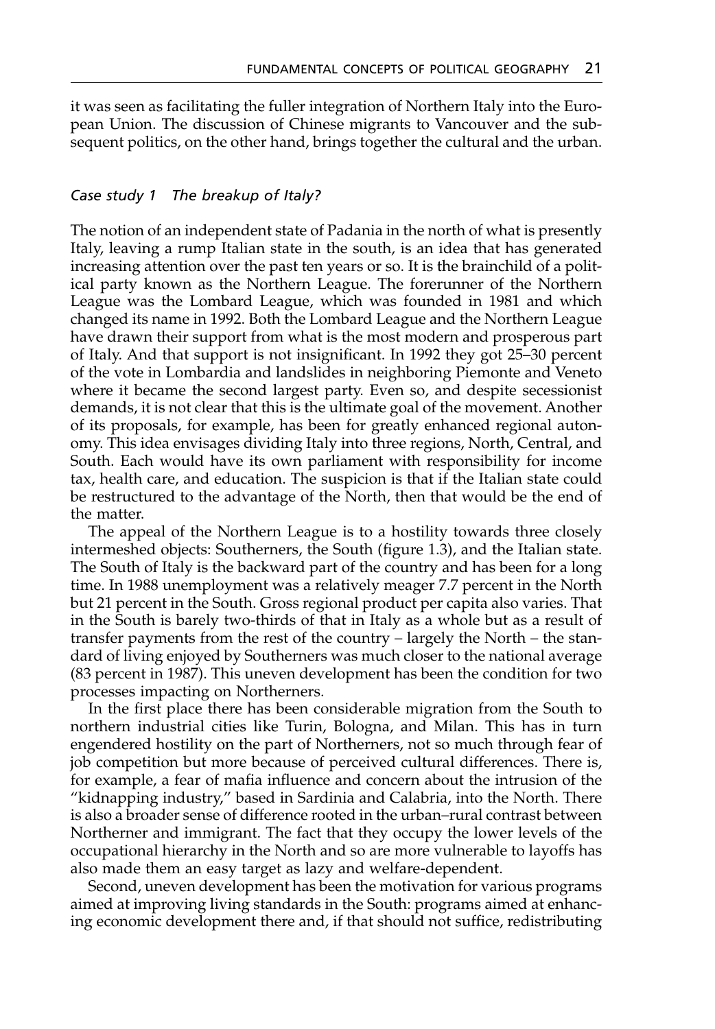it was seen as facilitating the fuller integration of Northern Italy into the European Union. The discussion of Chinese migrants to Vancouver and the subsequent politics, on the other hand, brings together the cultural and the urban.

### *Case study 1 The breakup of Italy?*

The notion of an independent state of Padania in the north of what is presently Italy, leaving a rump Italian state in the south, is an idea that has generated increasing attention over the past ten years or so. It is the brainchild of a political party known as the Northern League. The forerunner of the Northern League was the Lombard League, which was founded in 1981 and which changed its name in 1992. Both the Lombard League and the Northern League have drawn their support from what is the most modern and prosperous part of Italy. And that support is not insignificant. In 1992 they got 25–30 percent of the vote in Lombardia and landslides in neighboring Piemonte and Veneto where it became the second largest party. Even so, and despite secessionist demands, it is not clear that this is the ultimate goal of the movement. Another of its proposals, for example, has been for greatly enhanced regional autonomy. This idea envisages dividing Italy into three regions, North, Central, and South. Each would have its own parliament with responsibility for income tax, health care, and education. The suspicion is that if the Italian state could be restructured to the advantage of the North, then that would be the end of the matter.

The appeal of the Northern League is to a hostility towards three closely intermeshed objects: Southerners, the South (figure 1.3), and the Italian state. The South of Italy is the backward part of the country and has been for a long time. In 1988 unemployment was a relatively meager 7.7 percent in the North but 21 percent in the South. Gross regional product per capita also varies. That in the South is barely two-thirds of that in Italy as a whole but as a result of transfer payments from the rest of the country – largely the North – the standard of living enjoyed by Southerners was much closer to the national average (83 percent in 1987). This uneven development has been the condition for two processes impacting on Northerners.

In the first place there has been considerable migration from the South to northern industrial cities like Turin, Bologna, and Milan. This has in turn engendered hostility on the part of Northerners, not so much through fear of job competition but more because of perceived cultural differences. There is, for example, a fear of mafia influence and concern about the intrusion of the "kidnapping industry," based in Sardinia and Calabria, into the North. There is also a broader sense of difference rooted in the urban–rural contrast between Northerner and immigrant. The fact that they occupy the lower levels of the occupational hierarchy in the North and so are more vulnerable to layoffs has also made them an easy target as lazy and welfare-dependent.

Second, uneven development has been the motivation for various programs aimed at improving living standards in the South: programs aimed at enhancing economic development there and, if that should not suffice, redistributing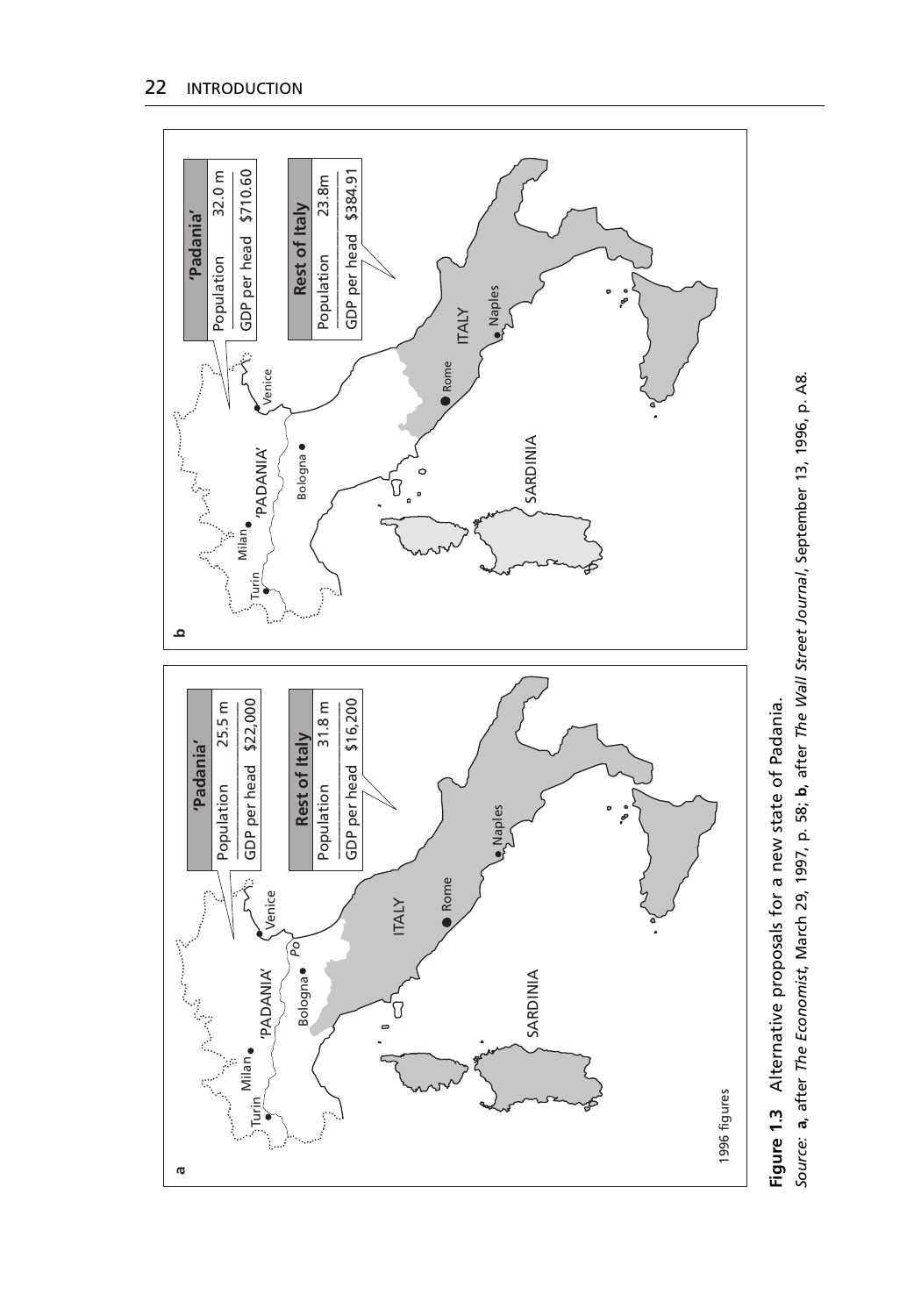a

'Padania'

| Population | 25.5 m |
| --- | --- |
| GDP per head | $22,000 |

Rest of Italy

| Population | 31.8 m |
| --- | --- |
| GDP per head | $16,200 |

Turin, Milan, 'PADANIA', Venice, Po, Bologna, ITALY, Rome, Naples, SARDINIA

1996 figures

b

'Padania'

| Population | 32.0 m |
| --- | --- |
| GDP per head | $710.60 |

Rest of Italy

| Population | 23.8m |
| --- | --- |
| GDP per head | $384.91 |

Turin, Milan, 'PADANIA', Venice, Bologna, ITALY, Rome, Naples, SARDINIA

**Figure 1.3** Alternative proposals for a new state of Padania.

*Source:* **a**, after *The Economist*, March 29, 1997, p. 58; **b**, after *The Wall Street Journal*, September 13, 1996, p. A8.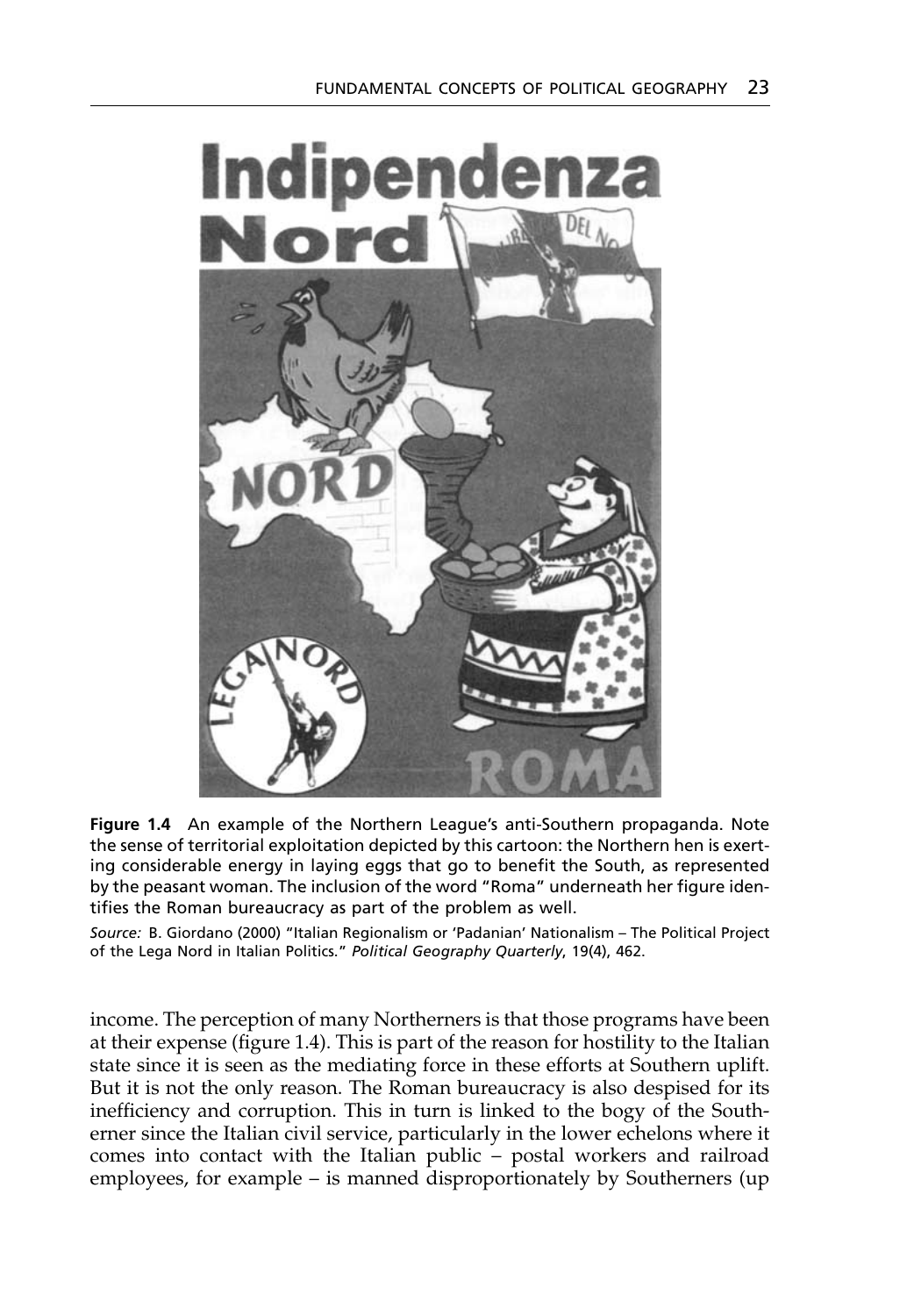**Figure 1.4** An example of the Northern League's anti-Southern propaganda. Note the sense of territorial exploitation depicted by this cartoon: the Northern hen is exerting considerable energy in laying eggs that go to benefit the South, as represented by the peasant woman. The inclusion of the word "Roma" underneath her figure identifies the Roman bureaucracy as part of the problem as well.

*Source:* B. Giordano (2000) "Italian Regionalism or 'Padanian' Nationalism – The Political Project of the Lega Nord in Italian Politics." *Political Geography Quarterly*, 19(4), 462.

income. The perception of many Northerners is that those programs have been at their expense (figure 1.4). This is part of the reason for hostility to the Italian state since it is seen as the mediating force in these efforts at Southern uplift. But it is not the only reason. The Roman bureaucracy is also despised for its inefficiency and corruption. This in turn is linked to the bogy of the Southerner since the Italian civil service, particularly in the lower echelons where it comes into contact with the Italian public – postal workers and railroad employees, for example – is manned disproportionately by Southerners (up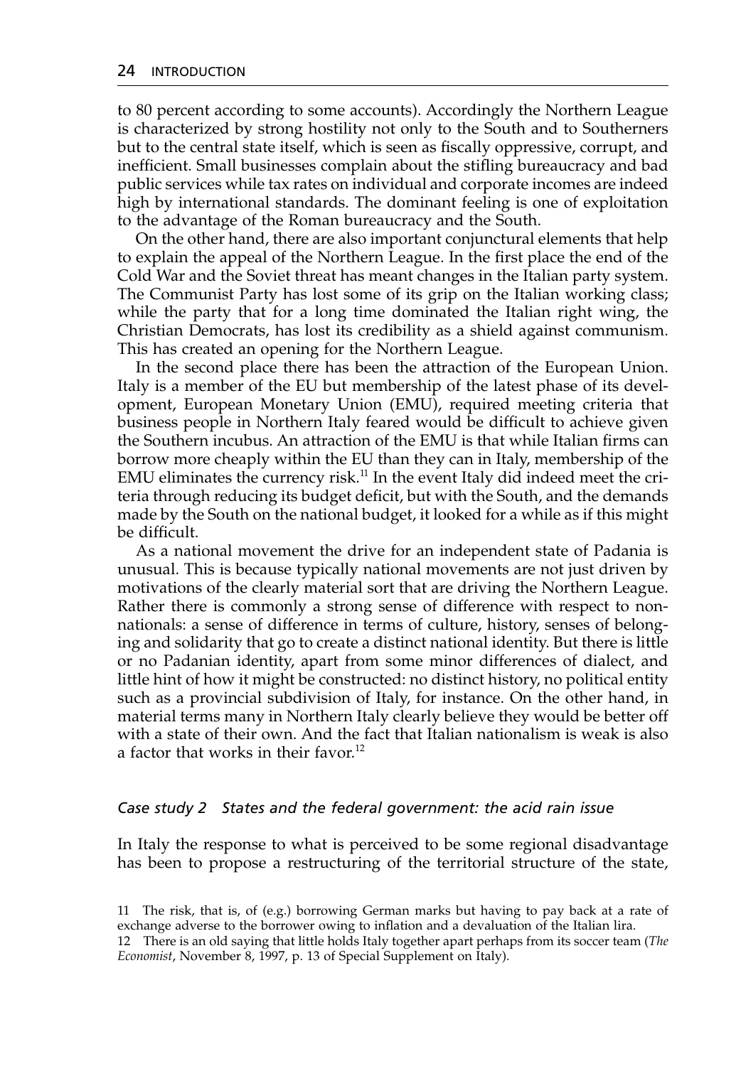to 80 percent according to some accounts). Accordingly the Northern League is characterized by strong hostility not only to the South and to Southerners but to the central state itself, which is seen as fiscally oppressive, corrupt, and inefficient. Small businesses complain about the stifling bureaucracy and bad public services while tax rates on individual and corporate incomes are indeed high by international standards. The dominant feeling is one of exploitation to the advantage of the Roman bureaucracy and the South.

On the other hand, there are also important conjunctural elements that help to explain the appeal of the Northern League. In the first place the end of the Cold War and the Soviet threat has meant changes in the Italian party system. The Communist Party has lost some of its grip on the Italian working class; while the party that for a long time dominated the Italian right wing, the Christian Democrats, has lost its credibility as a shield against communism. This has created an opening for the Northern League.

In the second place there has been the attraction of the European Union. Italy is a member of the EU but membership of the latest phase of its development, European Monetary Union (EMU), required meeting criteria that business people in Northern Italy feared would be difficult to achieve given the Southern incubus. An attraction of the EMU is that while Italian firms can borrow more cheaply within the EU than they can in Italy, membership of the EMU eliminates the currency risk.[11] In the event Italy did indeed meet the criteria through reducing its budget deficit, but with the South, and the demands made by the South on the national budget, it looked for a while as if this might be difficult.

As a national movement the drive for an independent state of Padania is unusual. This is because typically national movements are not just driven by motivations of the clearly material sort that are driving the Northern League. Rather there is commonly a strong sense of difference with respect to non-nationals: a sense of difference in terms of culture, history, senses of belonging and solidarity that go to create a distinct national identity. But there is little or no Padanian identity, apart from some minor differences of dialect, and little hint of how it might be constructed: no distinct history, no political entity such as a provincial subdivision of Italy, for instance. On the other hand, in material terms many in Northern Italy clearly believe they would be better off with a state of their own. And the fact that Italian nationalism is weak is also a factor that works in their favor.[12]

### *Case study 2 States and the federal government: the acid rain issue*

In Italy the response to what is perceived to be some regional disadvantage has been to propose a restructuring of the territorial structure of the state,

11 The risk, that is, of (e.g.) borrowing German marks but having to pay back at a rate of exchange adverse to the borrower owing to inflation and a devaluation of the Italian lira.

12 There is an old saying that little holds Italy together apart perhaps from its soccer team (*The Economist*, November 8, 1997, p. 13 of Special Supplement on Italy).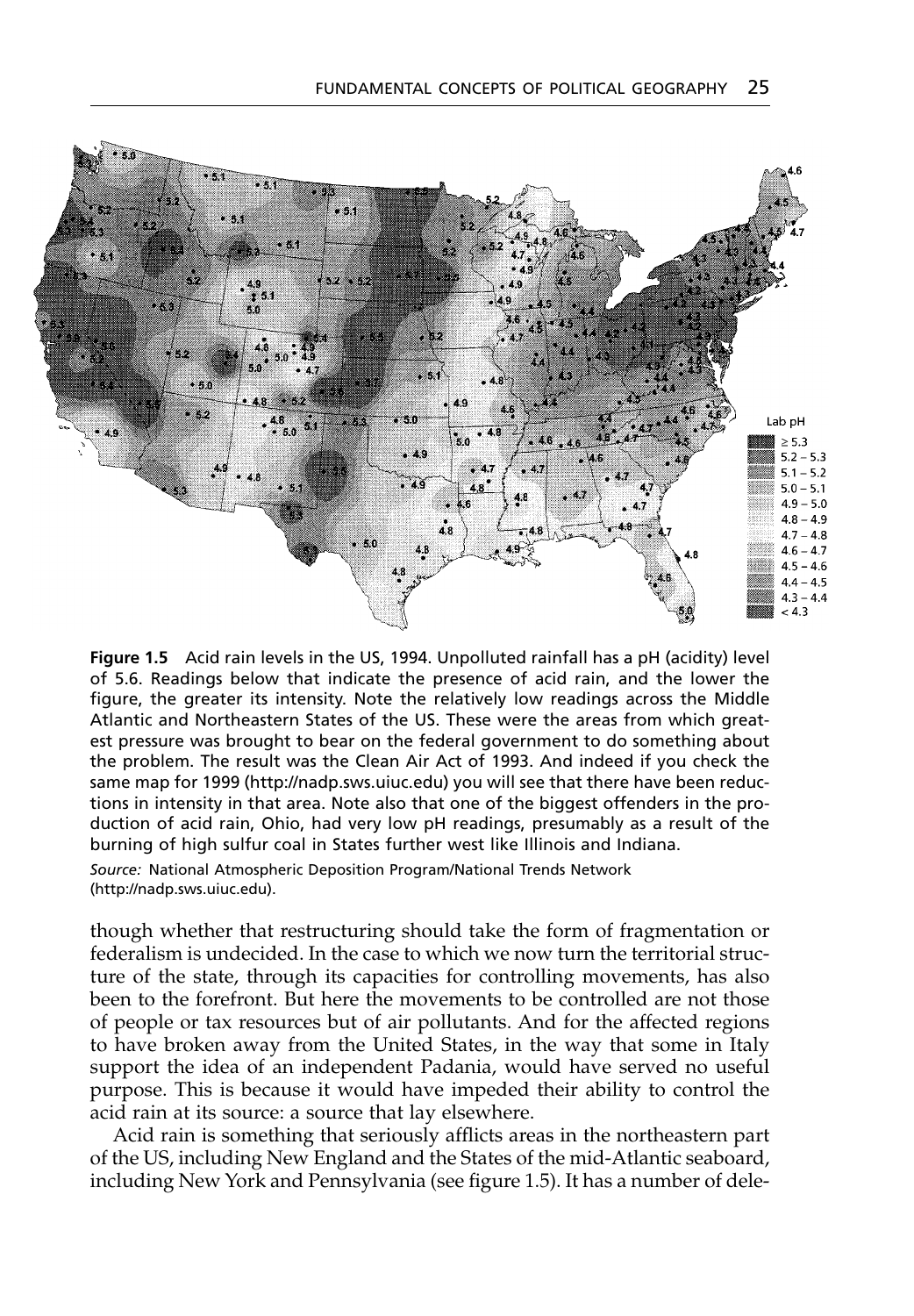**Figure 1.5** Acid rain levels in the US, 1994. Unpolluted rainfall has a pH (acidity) level of 5.6. Readings below that indicate the presence of acid rain, and the lower the figure, the greater its intensity. Note the relatively low readings across the Middle Atlantic and Northeastern States of the US. These were the areas from which greatest pressure was brought to bear on the federal government to do something about the problem. The result was the Clean Air Act of 1993. And indeed if you check the same map for 1999 (http://nadp.sws.uiuc.edu) you will see that there have been reductions in intensity in that area. Note also that one of the biggest offenders in the production of acid rain, Ohio, had very low pH readings, presumably as a result of the burning of high sulfur coal in States further west like Illinois and Indiana.

*Source:* National Atmospheric Deposition Program/National Trends Network (http://nadp.sws.uiuc.edu).

though whether that restructuring should take the form of fragmentation or federalism is undecided. In the case to which we now turn the territorial structure of the state, through its capacities for controlling movements, has also been to the forefront. But here the movements to be controlled are not those of people or tax resources but of air pollutants. And for the affected regions to have broken away from the United States, in the way that some in Italy support the idea of an independent Padania, would have served no useful purpose. This is because it would have impeded their ability to control the acid rain at its source: a source that lay elsewhere.

Acid rain is something that seriously afflicts areas in the northeastern part of the US, including New England and the States of the mid-Atlantic seaboard, including New York and Pennsylvania (see figure 1.5). It has a number of dele-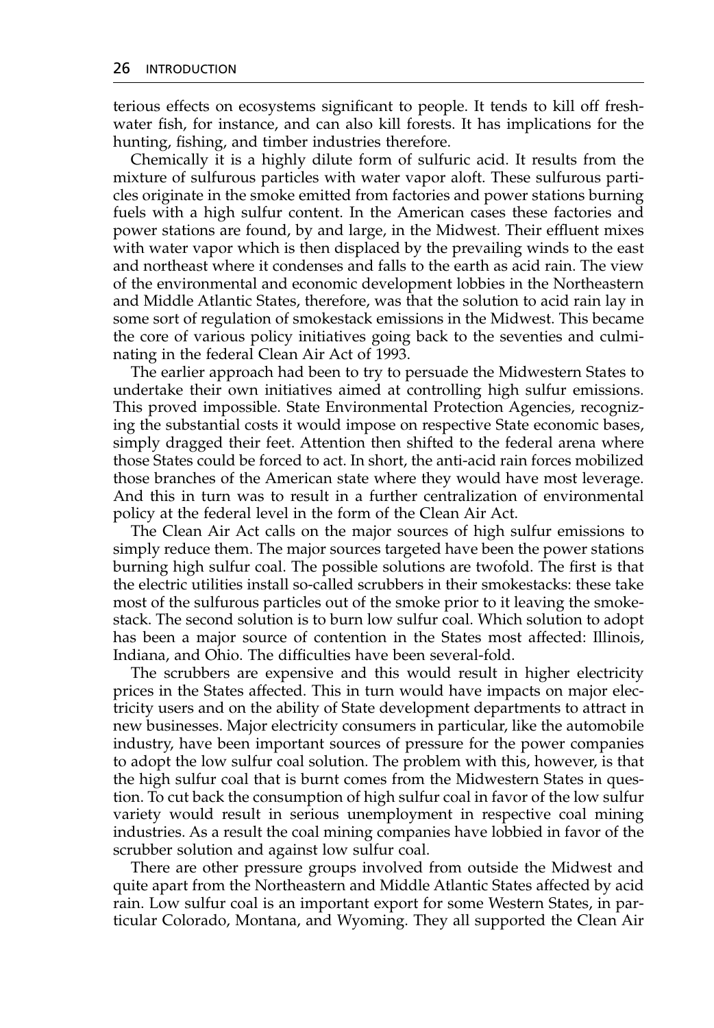terious effects on ecosystems significant to people. It tends to kill off freshwater fish, for instance, and can also kill forests. It has implications for the hunting, fishing, and timber industries therefore.

Chemically it is a highly dilute form of sulfuric acid. It results from the mixture of sulfurous particles with water vapor aloft. These sulfurous particles originate in the smoke emitted from factories and power stations burning fuels with a high sulfur content. In the American cases these factories and power stations are found, by and large, in the Midwest. Their effluent mixes with water vapor which is then displaced by the prevailing winds to the east and northeast where it condenses and falls to the earth as acid rain. The view of the environmental and economic development lobbies in the Northeastern and Middle Atlantic States, therefore, was that the solution to acid rain lay in some sort of regulation of smokestack emissions in the Midwest. This became the core of various policy initiatives going back to the seventies and culminating in the federal Clean Air Act of 1993.

The earlier approach had been to try to persuade the Midwestern States to undertake their own initiatives aimed at controlling high sulfur emissions. This proved impossible. State Environmental Protection Agencies, recognizing the substantial costs it would impose on respective State economic bases, simply dragged their feet. Attention then shifted to the federal arena where those States could be forced to act. In short, the anti-acid rain forces mobilized those branches of the American state where they would have most leverage. And this in turn was to result in a further centralization of environmental policy at the federal level in the form of the Clean Air Act.

The Clean Air Act calls on the major sources of high sulfur emissions to simply reduce them. The major sources targeted have been the power stations burning high sulfur coal. The possible solutions are twofold. The first is that the electric utilities install so-called scrubbers in their smokestacks: these take most of the sulfurous particles out of the smoke prior to it leaving the smokestack. The second solution is to burn low sulfur coal. Which solution to adopt has been a major source of contention in the States most affected: Illinois, Indiana, and Ohio. The difficulties have been several-fold.

The scrubbers are expensive and this would result in higher electricity prices in the States affected. This in turn would have impacts on major electricity users and on the ability of State development departments to attract in new businesses. Major electricity consumers in particular, like the automobile industry, have been important sources of pressure for the power companies to adopt the low sulfur coal solution. The problem with this, however, is that the high sulfur coal that is burnt comes from the Midwestern States in question. To cut back the consumption of high sulfur coal in favor of the low sulfur variety would result in serious unemployment in respective coal mining industries. As a result the coal mining companies have lobbied in favor of the scrubber solution and against low sulfur coal.

There are other pressure groups involved from outside the Midwest and quite apart from the Northeastern and Middle Atlantic States affected by acid rain. Low sulfur coal is an important export for some Western States, in particular Colorado, Montana, and Wyoming. They all supported the Clean Air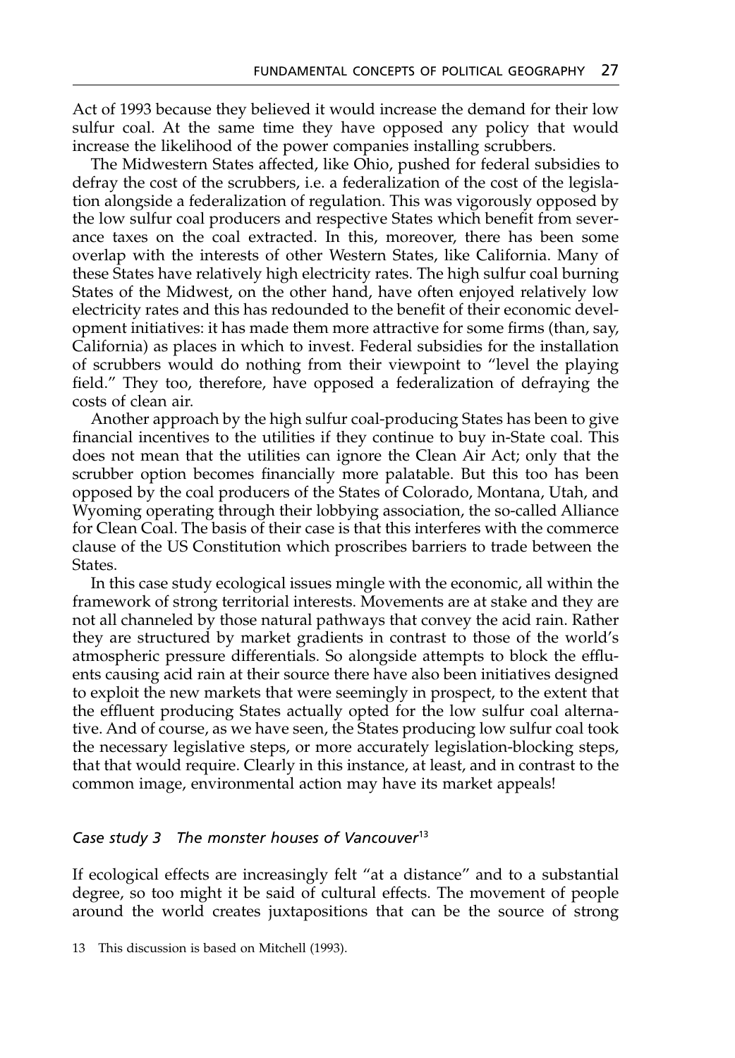Act of 1993 because they believed it would increase the demand for their low sulfur coal. At the same time they have opposed any policy that would increase the likelihood of the power companies installing scrubbers.

The Midwestern States affected, like Ohio, pushed for federal subsidies to defray the cost of the scrubbers, i.e. a federalization of the cost of the legislation alongside a federalization of regulation. This was vigorously opposed by the low sulfur coal producers and respective States which benefit from severance taxes on the coal extracted. In this, moreover, there has been some overlap with the interests of other Western States, like California. Many of these States have relatively high electricity rates. The high sulfur coal burning States of the Midwest, on the other hand, have often enjoyed relatively low electricity rates and this has redounded to the benefit of their economic development initiatives: it has made them more attractive for some firms (than, say, California) as places in which to invest. Federal subsidies for the installation of scrubbers would do nothing from their viewpoint to "level the playing field." They too, therefore, have opposed a federalization of defraying the costs of clean air.

Another approach by the high sulfur coal-producing States has been to give financial incentives to the utilities if they continue to buy in-State coal. This does not mean that the utilities can ignore the Clean Air Act; only that the scrubber option becomes financially more palatable. But this too has been opposed by the coal producers of the States of Colorado, Montana, Utah, and Wyoming operating through their lobbying association, the so-called Alliance for Clean Coal. The basis of their case is that this interferes with the commerce clause of the US Constitution which proscribes barriers to trade between the States.

In this case study ecological issues mingle with the economic, all within the framework of strong territorial interests. Movements are at stake and they are not all channeled by those natural pathways that convey the acid rain. Rather they are structured by market gradients in contrast to those of the world's atmospheric pressure differentials. So alongside attempts to block the effluents causing acid rain at their source there have also been initiatives designed to exploit the new markets that were seemingly in prospect, to the extent that the effluent producing States actually opted for the low sulfur coal alternative. And of course, as we have seen, the States producing low sulfur coal took the necessary legislative steps, or more accurately legislation-blocking steps, that that would require. Clearly in this instance, at least, and in contrast to the common image, environmental action may have its market appeals!

### *Case study 3 The monster houses of Vancouver*[13]

If ecological effects are increasingly felt "at a distance" and to a substantial degree, so too might it be said of cultural effects. The movement of people around the world creates juxtapositions that can be the source of strong

13 This discussion is based on Mitchell (1993).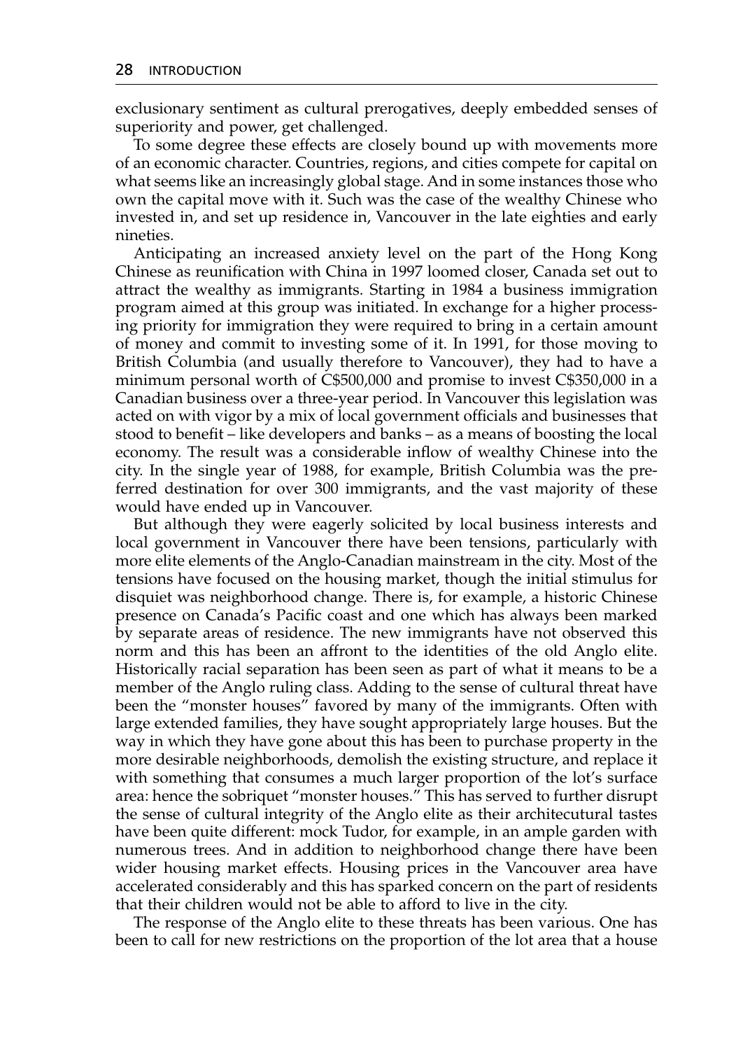exclusionary sentiment as cultural prerogatives, deeply embedded senses of superiority and power, get challenged.

To some degree these effects are closely bound up with movements more of an economic character. Countries, regions, and cities compete for capital on what seems like an increasingly global stage. And in some instances those who own the capital move with it. Such was the case of the wealthy Chinese who invested in, and set up residence in, Vancouver in the late eighties and early nineties.

Anticipating an increased anxiety level on the part of the Hong Kong Chinese as reunification with China in 1997 loomed closer, Canada set out to attract the wealthy as immigrants. Starting in 1984 a business immigration program aimed at this group was initiated. In exchange for a higher processing priority for immigration they were required to bring in a certain amount of money and commit to investing some of it. In 1991, for those moving to British Columbia (and usually therefore to Vancouver), they had to have a minimum personal worth of C$500,000 and promise to invest C$350,000 in a Canadian business over a three-year period. In Vancouver this legislation was acted on with vigor by a mix of local government officials and businesses that stood to benefit – like developers and banks – as a means of boosting the local economy. The result was a considerable inflow of wealthy Chinese into the city. In the single year of 1988, for example, British Columbia was the preferred destination for over 300 immigrants, and the vast majority of these would have ended up in Vancouver.

But although they were eagerly solicited by local business interests and local government in Vancouver there have been tensions, particularly with more elite elements of the Anglo-Canadian mainstream in the city. Most of the tensions have focused on the housing market, though the initial stimulus for disquiet was neighborhood change. There is, for example, a historic Chinese presence on Canada's Pacific coast and one which has always been marked by separate areas of residence. The new immigrants have not observed this norm and this has been an affront to the identities of the old Anglo elite. Historically racial separation has been seen as part of what it means to be a member of the Anglo ruling class. Adding to the sense of cultural threat have been the "monster houses" favored by many of the immigrants. Often with large extended families, they have sought appropriately large houses. But the way in which they have gone about this has been to purchase property in the more desirable neighborhoods, demolish the existing structure, and replace it with something that consumes a much larger proportion of the lot's surface area: hence the sobriquet "monster houses." This has served to further disrupt the sense of cultural integrity of the Anglo elite as their architecutural tastes have been quite different: mock Tudor, for example, in an ample garden with numerous trees. And in addition to neighborhood change there have been wider housing market effects. Housing prices in the Vancouver area have accelerated considerably and this has sparked concern on the part of residents that their children would not be able to afford to live in the city.

The response of the Anglo elite to these threats has been various. One has been to call for new restrictions on the proportion of the lot area that a house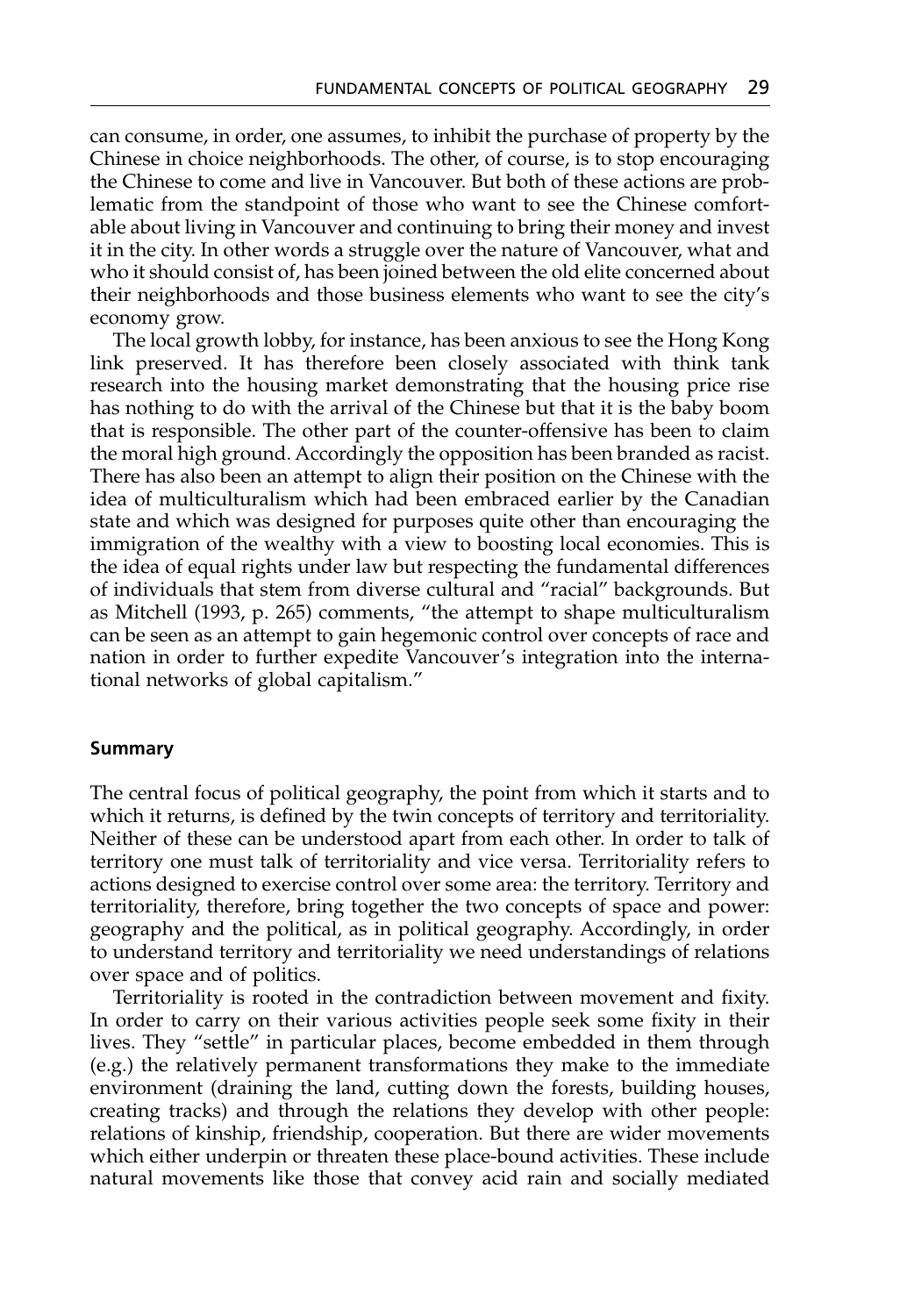can consume, in order, one assumes, to inhibit the purchase of property by the Chinese in choice neighborhoods. The other, of course, is to stop encouraging the Chinese to come and live in Vancouver. But both of these actions are problematic from the standpoint of those who want to see the Chinese comfortable about living in Vancouver and continuing to bring their money and invest it in the city. In other words a struggle over the nature of Vancouver, what and who it should consist of, has been joined between the old elite concerned about their neighborhoods and those business elements who want to see the city's economy grow.

The local growth lobby, for instance, has been anxious to see the Hong Kong link preserved. It has therefore been closely associated with think tank research into the housing market demonstrating that the housing price rise has nothing to do with the arrival of the Chinese but that it is the baby boom that is responsible. The other part of the counter-offensive has been to claim the moral high ground. Accordingly the opposition has been branded as racist. There has also been an attempt to align their position on the Chinese with the idea of multiculturalism which had been embraced earlier by the Canadian state and which was designed for purposes quite other than encouraging the immigration of the wealthy with a view to boosting local economies. This is the idea of equal rights under law but respecting the fundamental differences of individuals that stem from diverse cultural and "racial" backgrounds. But as Mitchell (1993, p. 265) comments, "the attempt to shape multiculturalism can be seen as an attempt to gain hegemonic control over concepts of race and nation in order to further expedite Vancouver's integration into the international networks of global capitalism."

### Summary

The central focus of political geography, the point from which it starts and to which it returns, is defined by the twin concepts of territory and territoriality. Neither of these can be understood apart from each other. In order to talk of territory one must talk of territoriality and vice versa. Territoriality refers to actions designed to exercise control over some area: the territory. Territory and territoriality, therefore, bring together the two concepts of space and power: geography and the political, as in political geography. Accordingly, in order to understand territory and territoriality we need understandings of relations over space and of politics.

Territoriality is rooted in the contradiction between movement and fixity. In order to carry on their various activities people seek some fixity in their lives. They "settle" in particular places, become embedded in them through (e.g.) the relatively permanent transformations they make to the immediate environment (draining the land, cutting down the forests, building houses, creating tracks) and through the relations they develop with other people: relations of kinship, friendship, cooperation. But there are wider movements which either underpin or threaten these place-bound activities. These include natural movements like those that convey acid rain and socially mediated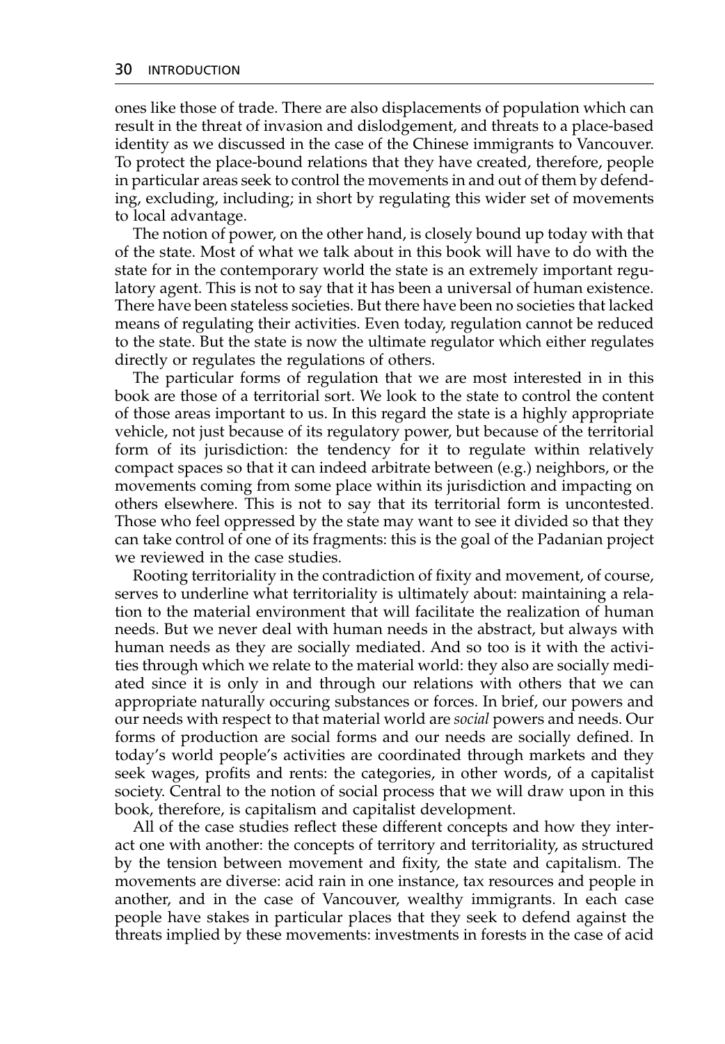ones like those of trade. There are also displacements of population which can result in the threat of invasion and dislodgement, and threats to a place-based identity as we discussed in the case of the Chinese immigrants to Vancouver. To protect the place-bound relations that they have created, therefore, people in particular areas seek to control the movements in and out of them by defending, excluding, including; in short by regulating this wider set of movements to local advantage.

The notion of power, on the other hand, is closely bound up today with that of the state. Most of what we talk about in this book will have to do with the state for in the contemporary world the state is an extremely important regulatory agent. This is not to say that it has been a universal of human existence. There have been stateless societies. But there have been no societies that lacked means of regulating their activities. Even today, regulation cannot be reduced to the state. But the state is now the ultimate regulator which either regulates directly or regulates the regulations of others.

The particular forms of regulation that we are most interested in in this book are those of a territorial sort. We look to the state to control the content of those areas important to us. In this regard the state is a highly appropriate vehicle, not just because of its regulatory power, but because of the territorial form of its jurisdiction: the tendency for it to regulate within relatively compact spaces so that it can indeed arbitrate between (e.g.) neighbors, or the movements coming from some place within its jurisdiction and impacting on others elsewhere. This is not to say that its territorial form is uncontested. Those who feel oppressed by the state may want to see it divided so that they can take control of one of its fragments: this is the goal of the Padanian project we reviewed in the case studies.

Rooting territoriality in the contradiction of fixity and movement, of course, serves to underline what territoriality is ultimately about: maintaining a relation to the material environment that will facilitate the realization of human needs. But we never deal with human needs in the abstract, but always with human needs as they are socially mediated. And so too is it with the activities through which we relate to the material world: they also are socially mediated since it is only in and through our relations with others that we can appropriate naturally occuring substances or forces. In brief, our powers and our needs with respect to that material world are *social* powers and needs. Our forms of production are social forms and our needs are socially defined. In today's world people's activities are coordinated through markets and they seek wages, profits and rents: the categories, in other words, of a capitalist society. Central to the notion of social process that we will draw upon in this book, therefore, is capitalism and capitalist development.

All of the case studies reflect these different concepts and how they interact one with another: the concepts of territory and territoriality, as structured by the tension between movement and fixity, the state and capitalism. The movements are diverse: acid rain in one instance, tax resources and people in another, and in the case of Vancouver, wealthy immigrants. In each case people have stakes in particular places that they seek to defend against the threats implied by these movements: investments in forests in the case of acid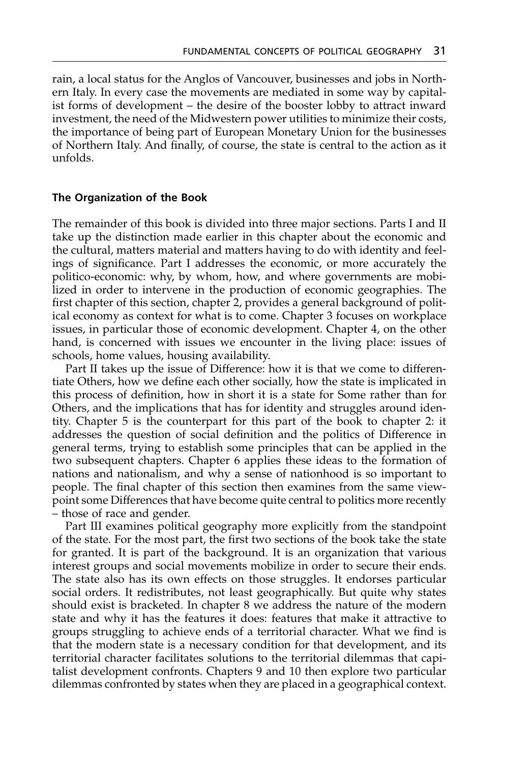rain, a local status for the Anglos of Vancouver, businesses and jobs in Northern Italy. In every case the movements are mediated in some way by capitalist forms of development – the desire of the booster lobby to attract inward investment, the need of the Midwestern power utilities to minimize their costs, the importance of being part of European Monetary Union for the businesses of Northern Italy. And finally, of course, the state is central to the action as it unfolds.

### The Organization of the Book

The remainder of this book is divided into three major sections. Parts I and II take up the distinction made earlier in this chapter about the economic and the cultural, matters material and matters having to do with identity and feelings of significance. Part I addresses the economic, or more accurately the politico-economic: why, by whom, how, and where governments are mobilized in order to intervene in the production of economic geographies. The first chapter of this section, chapter 2, provides a general background of political economy as context for what is to come. Chapter 3 focuses on workplace issues, in particular those of economic development. Chapter 4, on the other hand, is concerned with issues we encounter in the living place: issues of schools, home values, housing availability.

Part II takes up the issue of Difference: how it is that we come to differentiate Others, how we define each other socially, how the state is implicated in this process of definition, how in short it is a state for Some rather than for Others, and the implications that has for identity and struggles around identity. Chapter 5 is the counterpart for this part of the book to chapter 2: it addresses the question of social definition and the politics of Difference in general terms, trying to establish some principles that can be applied in the two subsequent chapters. Chapter 6 applies these ideas to the formation of nations and nationalism, and why a sense of nationhood is so important to people. The final chapter of this section then examines from the same viewpoint some Differences that have become quite central to politics more recently – those of race and gender.

Part III examines political geography more explicitly from the standpoint of the state. For the most part, the first two sections of the book take the state for granted. It is part of the background. It is an organization that various interest groups and social movements mobilize in order to secure their ends. The state also has its own effects on those struggles. It endorses particular social orders. It redistributes, not least geographically. But quite why states should exist is bracketed. In chapter 8 we address the nature of the modern state and why it has the features it does: features that make it attractive to groups struggling to achieve ends of a territorial character. What we find is that the modern state is a necessary condition for that development, and its territorial character facilitates solutions to the territorial dilemmas that capitalist development confronts. Chapters 9 and 10 then explore two particular dilemmas confronted by states when they are placed in a geographical context.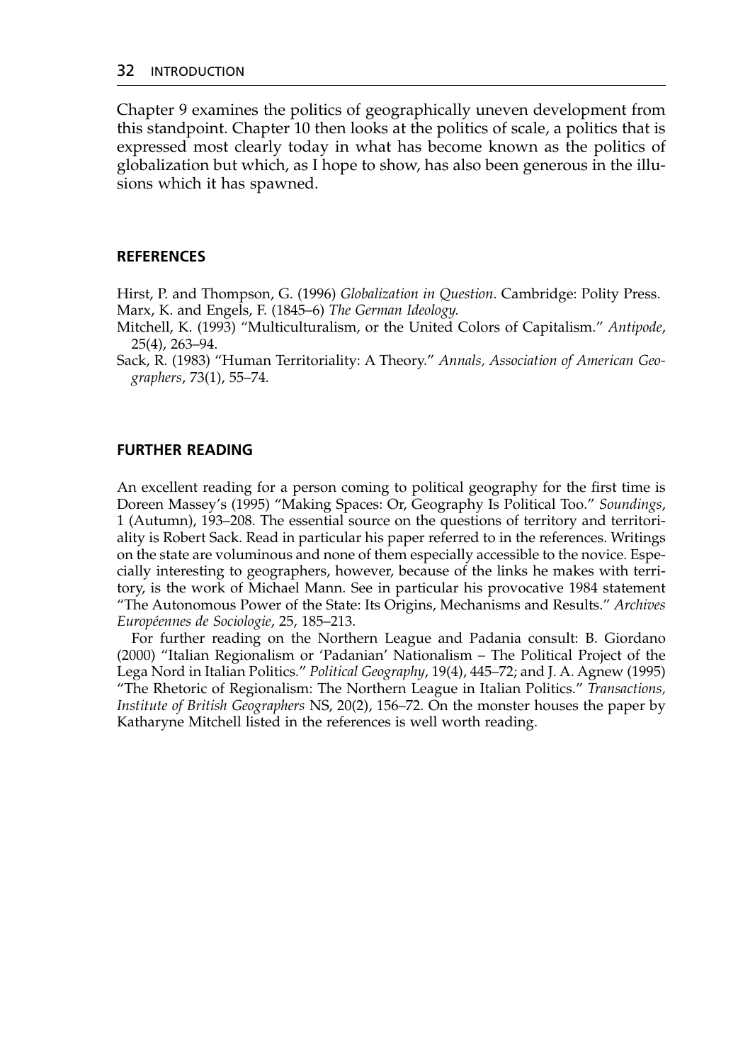Chapter 9 examines the politics of geographically uneven development from this standpoint. Chapter 10 then looks at the politics of scale, a politics that is expressed most clearly today in what has become known as the politics of globalization but which, as I hope to show, has also been generous in the illusions which it has spawned.

## REFERENCES

Hirst, P. and Thompson, G. (1996) *Globalization in Question*. Cambridge: Polity Press.

Marx, K. and Engels, F. (1845–6) *The German Ideology.*

Mitchell, K. (1993) "Multiculturalism, or the United Colors of Capitalism." *Antipode*, 25(4), 263–94.

Sack, R. (1983) "Human Territoriality: A Theory." *Annals, Association of American Geographers*, 73(1), 55–74.

## FURTHER READING

An excellent reading for a person coming to political geography for the first time is Doreen Massey's (1995) "Making Spaces: Or, Geography Is Political Too." *Soundings*, 1 (Autumn), 193–208. The essential source on the questions of territory and territoriality is Robert Sack. Read in particular his paper referred to in the references. Writings on the state are voluminous and none of them especially accessible to the novice. Especially interesting to geographers, however, because of the links he makes with territory, is the work of Michael Mann. See in particular his provocative 1984 statement "The Autonomous Power of the State: Its Origins, Mechanisms and Results." *Archives Européennes de Sociologie*, 25, 185–213.

For further reading on the Northern League and Padania consult: B. Giordano (2000) "Italian Regionalism or 'Padanian' Nationalism – The Political Project of the Lega Nord in Italian Politics." *Political Geography*, 19(4), 445–72; and J. A. Agnew (1995) "The Rhetoric of Regionalism: The Northern League in Italian Politics." *Transactions, Institute of British Geographers* NS, 20(2), 156–72. On the monster houses the paper by Katharyne Mitchell listed in the references is well worth reading.